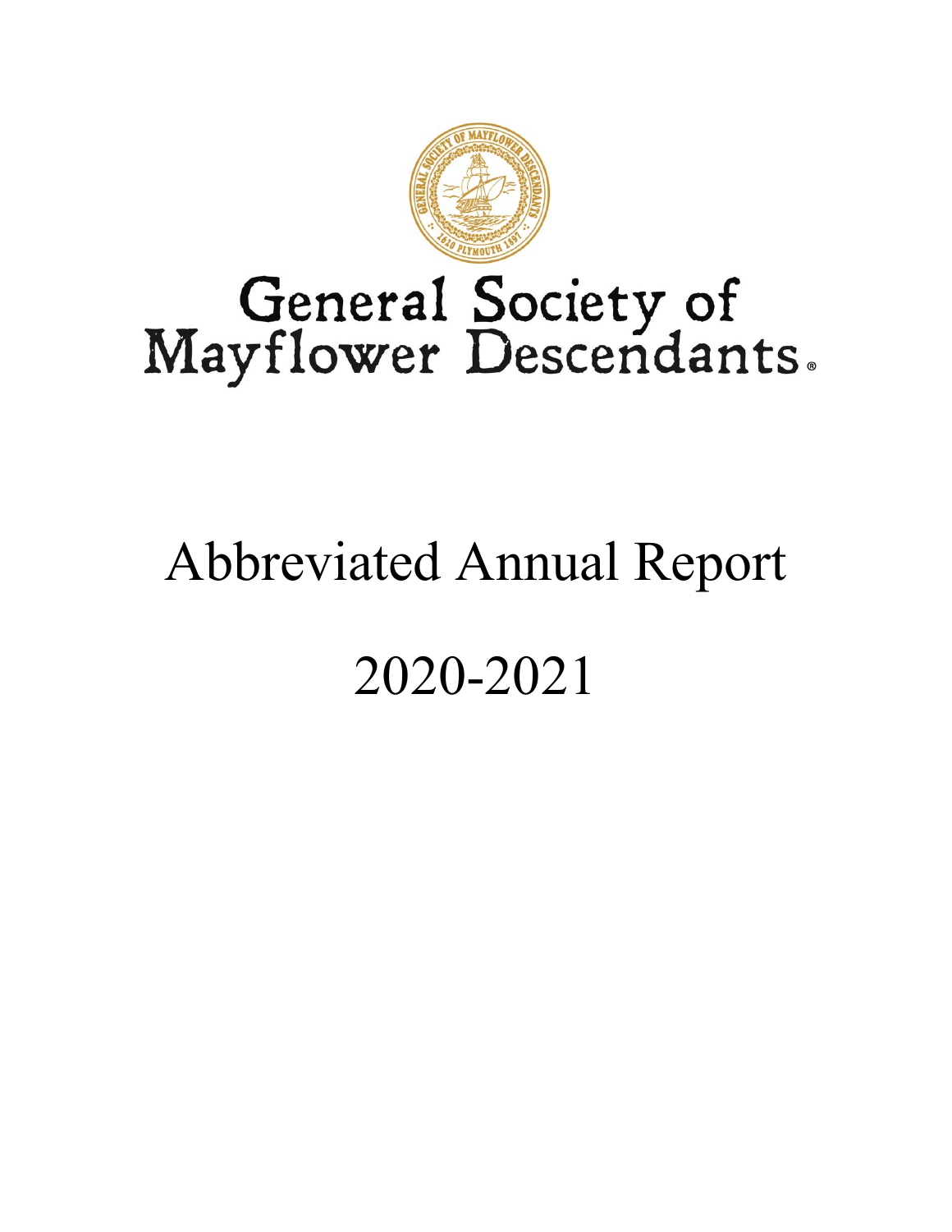# General Society of Mayflower Descendants®

# Abbreviated Annual Report

# 2020-2021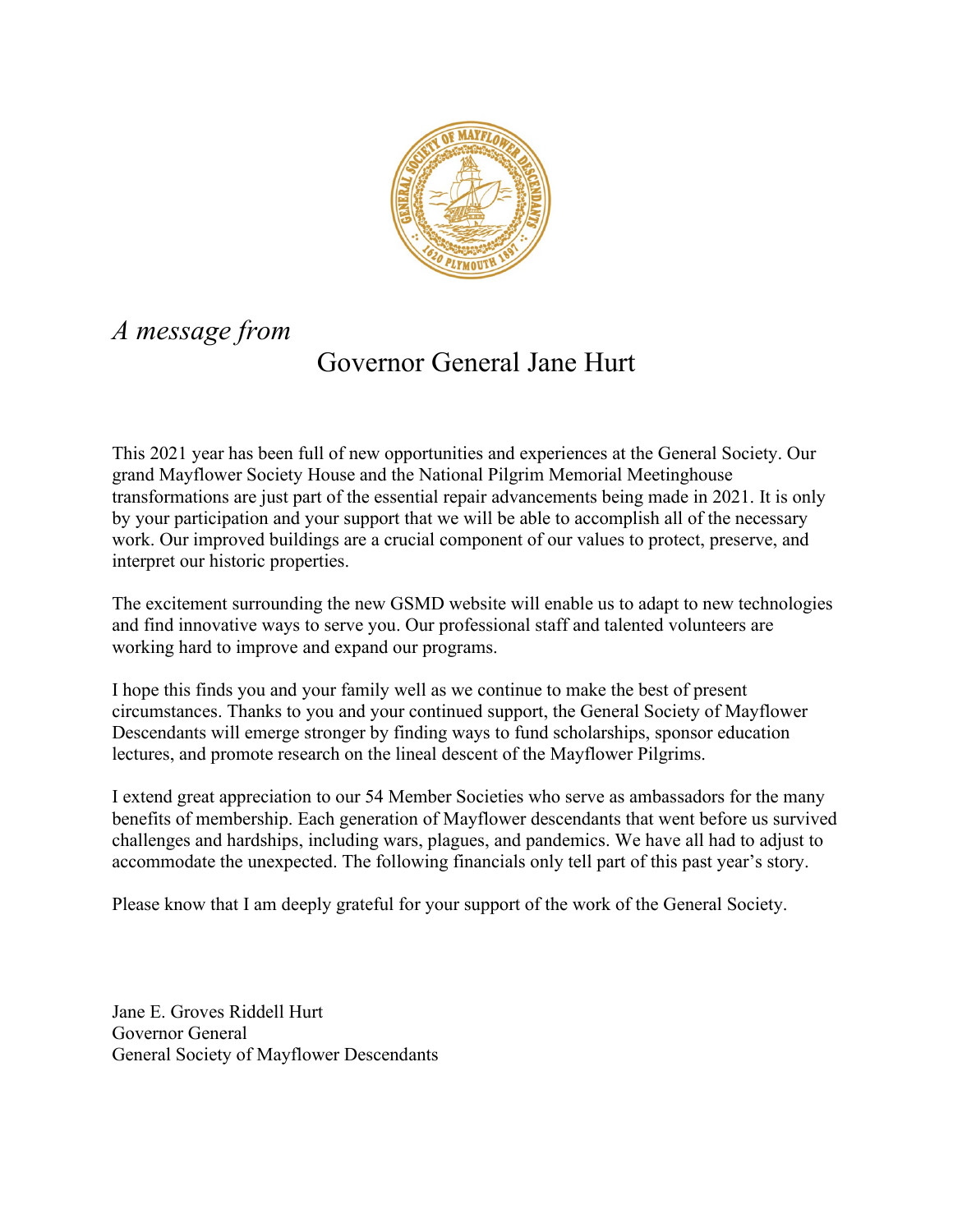*A message from*

# Governor General Jane Hurt

This 2021 year has been full of new opportunities and experiences at the General Society. Our grand Mayflower Society House and the National Pilgrim Memorial Meetinghouse transformations are just part of the essential repair advancements being made in 2021. It is only by your participation and your support that we will be able to accomplish all of the necessary work. Our improved buildings are a crucial component of our values to protect, preserve, and interpret our historic properties.

The excitement surrounding the new GSMD website will enable us to adapt to new technologies and find innovative ways to serve you. Our professional staff and talented volunteers are working hard to improve and expand our programs.

I hope this finds you and your family well as we continue to make the best of present circumstances. Thanks to you and your continued support, the General Society of Mayflower Descendants will emerge stronger by finding ways to fund scholarships, sponsor education lectures, and promote research on the lineal descent of the Mayflower Pilgrims.

I extend great appreciation to our 54 Member Societies who serve as ambassadors for the many benefits of membership. Each generation of Mayflower descendants that went before us survived challenges and hardships, including wars, plagues, and pandemics. We have all had to adjust to accommodate the unexpected. The following financials only tell part of this past year's story.

Please know that I am deeply grateful for your support of the work of the General Society.

Jane E. Groves Riddell Hurt
Governor General
General Society of Mayflower Descendants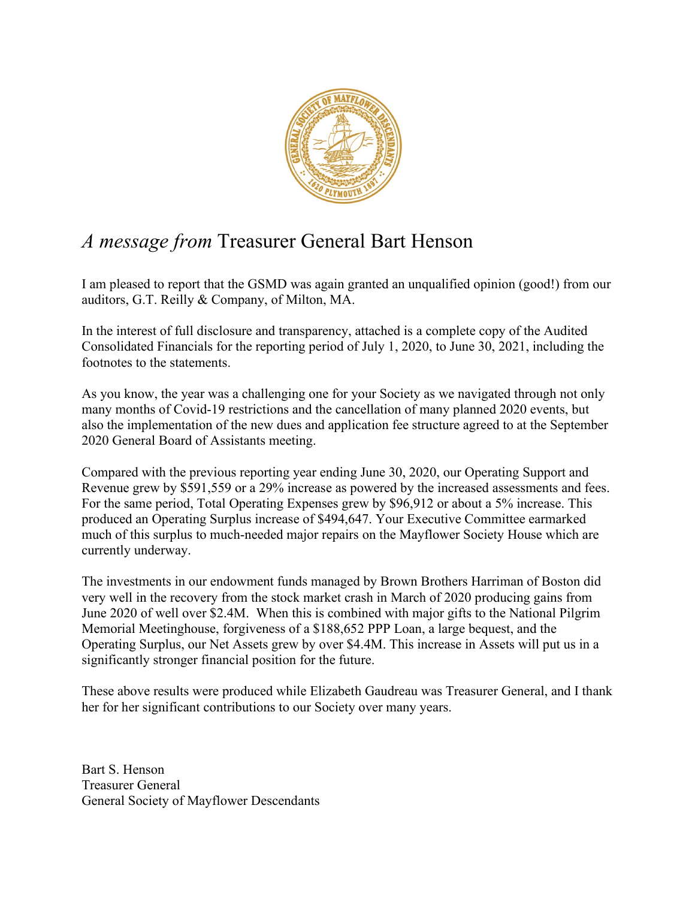## *A message from* Treasurer General Bart Henson

I am pleased to report that the GSMD was again granted an unqualified opinion (good!) from our auditors, G.T. Reilly & Company, of Milton, MA.

In the interest of full disclosure and transparency, attached is a complete copy of the Audited Consolidated Financials for the reporting period of July 1, 2020, to June 30, 2021, including the footnotes to the statements.

As you know, the year was a challenging one for your Society as we navigated through not only many months of Covid-19 restrictions and the cancellation of many planned 2020 events, but also the implementation of the new dues and application fee structure agreed to at the September 2020 General Board of Assistants meeting.

Compared with the previous reporting year ending June 30, 2020, our Operating Support and Revenue grew by $591,559 or a 29% increase as powered by the increased assessments and fees. For the same period, Total Operating Expenses grew by $96,912 or about a 5% increase. This produced an Operating Surplus increase of $494,647. Your Executive Committee earmarked much of this surplus to much-needed major repairs on the Mayflower Society House which are currently underway.

The investments in our endowment funds managed by Brown Brothers Harriman of Boston did very well in the recovery from the stock market crash in March of 2020 producing gains from June 2020 of well over $2.4M. When this is combined with major gifts to the National Pilgrim Memorial Meetinghouse, forgiveness of a $188,652 PPP Loan, a large bequest, and the Operating Surplus, our Net Assets grew by over $4.4M. This increase in Assets will put us in a significantly stronger financial position for the future.

These above results were produced while Elizabeth Gaudreau was Treasurer General, and I thank her for her significant contributions to our Society over many years.

Bart S. Henson
Treasurer General
General Society of Mayflower Descendants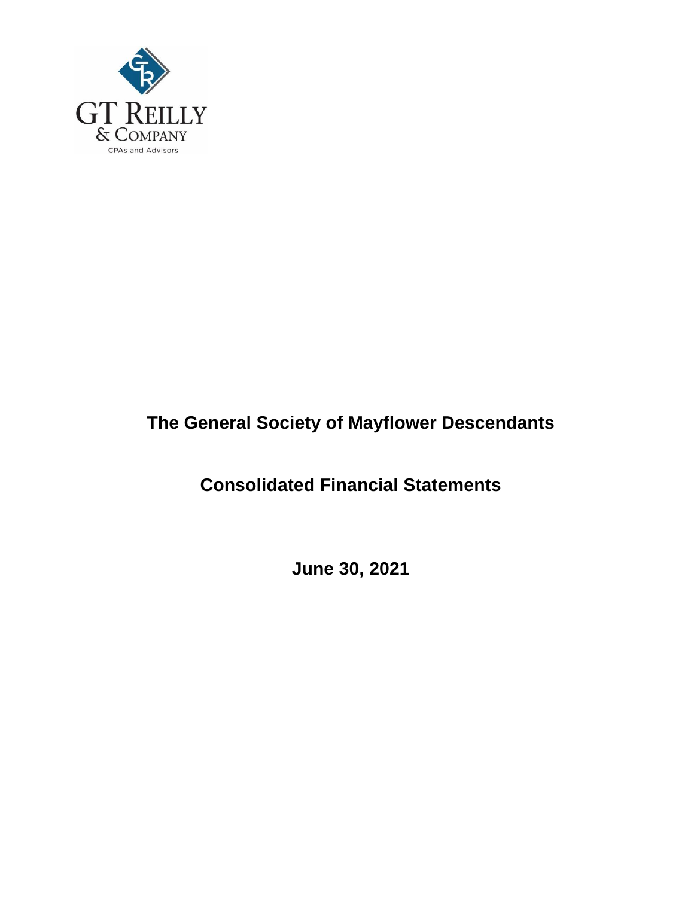GT Reilly & Company

CPAs and Advisors

# The General Society of Mayflower Descendants

## Consolidated Financial Statements

## June 30, 2021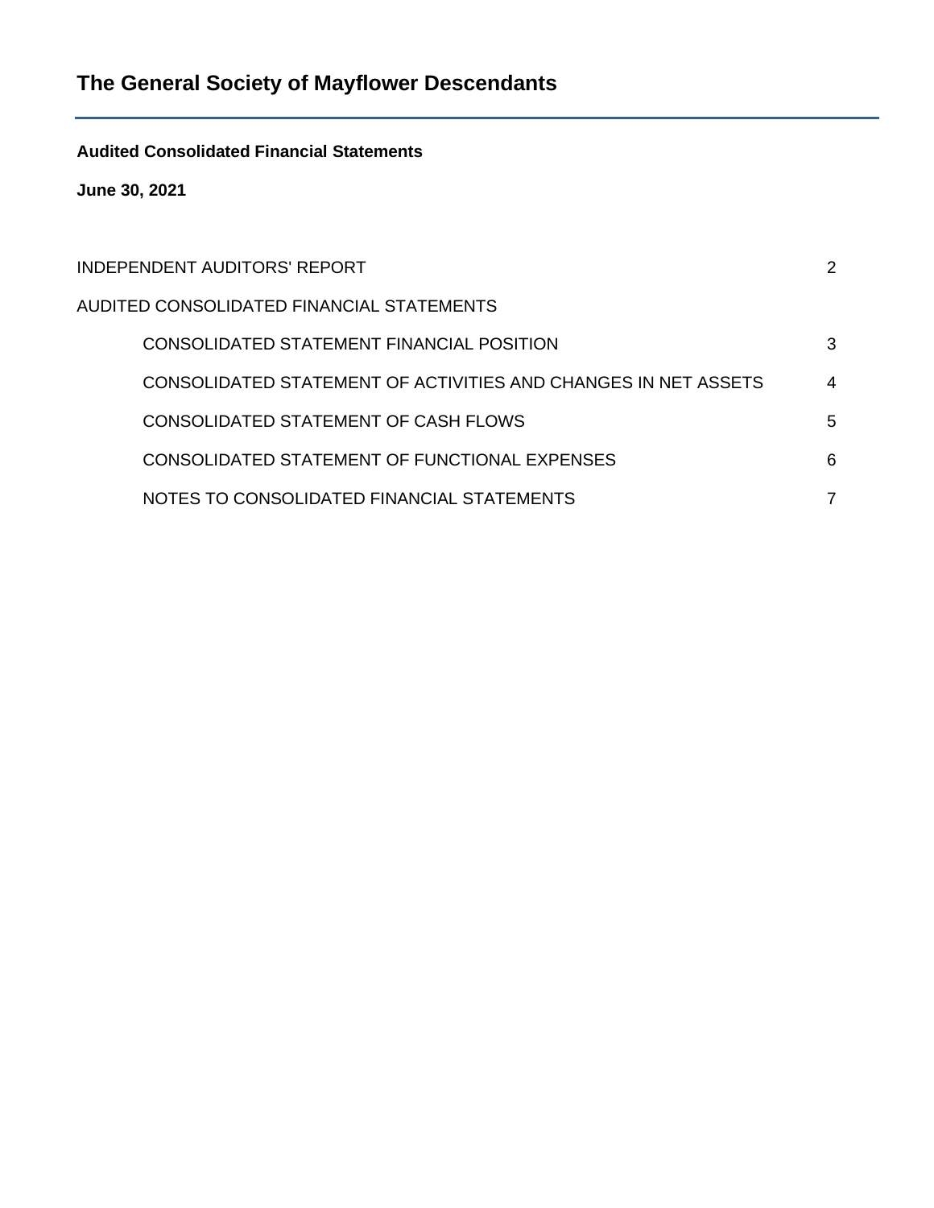# The General Society of Mayflower Descendants

**Audited Consolidated Financial Statements**

**June 30, 2021**

| | |
|---|---|
| INDEPENDENT AUDITORS' REPORT | 2 |
| AUDITED CONSOLIDATED FINANCIAL STATEMENTS | |
| CONSOLIDATED STATEMENT FINANCIAL POSITION | 3 |
| CONSOLIDATED STATEMENT OF ACTIVITIES AND CHANGES IN NET ASSETS | 4 |
| CONSOLIDATED STATEMENT OF CASH FLOWS | 5 |
| CONSOLIDATED STATEMENT OF FUNCTIONAL EXPENSES | 6 |
| NOTES TO CONSOLIDATED FINANCIAL STATEMENTS | 7 |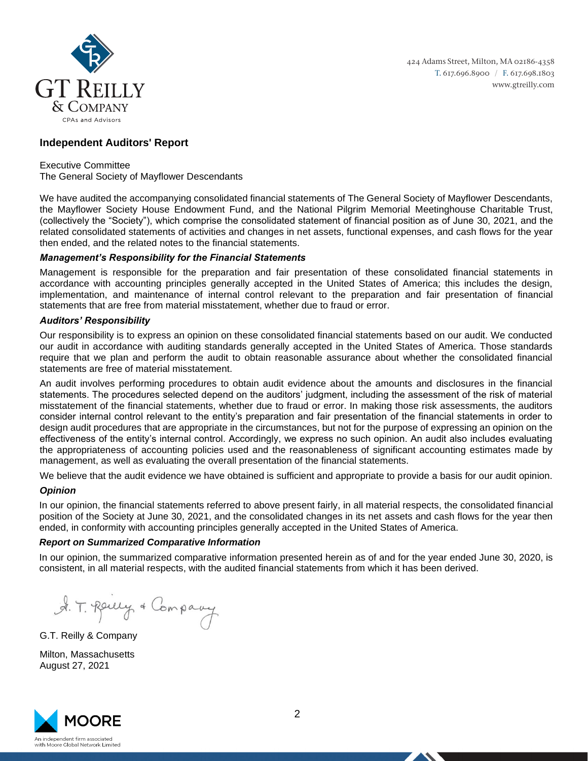GT Reilly & Company
CPAs and Advisors

424 Adams Street, Milton, MA 02186-4358
T. 617.696.8900 / F. 617.698.1803
www.gtreilly.com

## Independent Auditors' Report

Executive Committee
The General Society of Mayflower Descendants

We have audited the accompanying consolidated financial statements of The General Society of Mayflower Descendants, the Mayflower Society House Endowment Fund, and the National Pilgrim Memorial Meetinghouse Charitable Trust, (collectively the "Society"), which comprise the consolidated statement of financial position as of June 30, 2021, and the related consolidated statements of activities and changes in net assets, functional expenses, and cash flows for the year then ended, and the related notes to the financial statements.

### *Management's Responsibility for the Financial Statements*

Management is responsible for the preparation and fair presentation of these consolidated financial statements in accordance with accounting principles generally accepted in the United States of America; this includes the design, implementation, and maintenance of internal control relevant to the preparation and fair presentation of financial statements that are free from material misstatement, whether due to fraud or error.

### *Auditors' Responsibility*

Our responsibility is to express an opinion on these consolidated financial statements based on our audit. We conducted our audit in accordance with auditing standards generally accepted in the United States of America. Those standards require that we plan and perform the audit to obtain reasonable assurance about whether the consolidated financial statements are free of material misstatement.

An audit involves performing procedures to obtain audit evidence about the amounts and disclosures in the financial statements. The procedures selected depend on the auditors' judgment, including the assessment of the risk of material misstatement of the financial statements, whether due to fraud or error. In making those risk assessments, the auditors consider internal control relevant to the entity's preparation and fair presentation of the financial statements in order to design audit procedures that are appropriate in the circumstances, but not for the purpose of expressing an opinion on the effectiveness of the entity's internal control. Accordingly, we express no such opinion. An audit also includes evaluating the appropriateness of accounting policies used and the reasonableness of significant accounting estimates made by management, as well as evaluating the overall presentation of the financial statements.

We believe that the audit evidence we have obtained is sufficient and appropriate to provide a basis for our audit opinion.

### *Opinion*

In our opinion, the financial statements referred to above present fairly, in all material respects, the consolidated financial position of the Society at June 30, 2021, and the consolidated changes in its net assets and cash flows for the year then ended, in conformity with accounting principles generally accepted in the United States of America.

### *Report on Summarized Comparative Information*

In our opinion, the summarized comparative information presented herein as of and for the year ended June 30, 2020, is consistent, in all material respects, with the audited financial statements from which it has been derived.

*G. T. Reilly & Company*

G.T. Reilly & Company

Milton, Massachusetts
August 27, 2021

MOORE
An independent firm associated with Moore Global Network Limited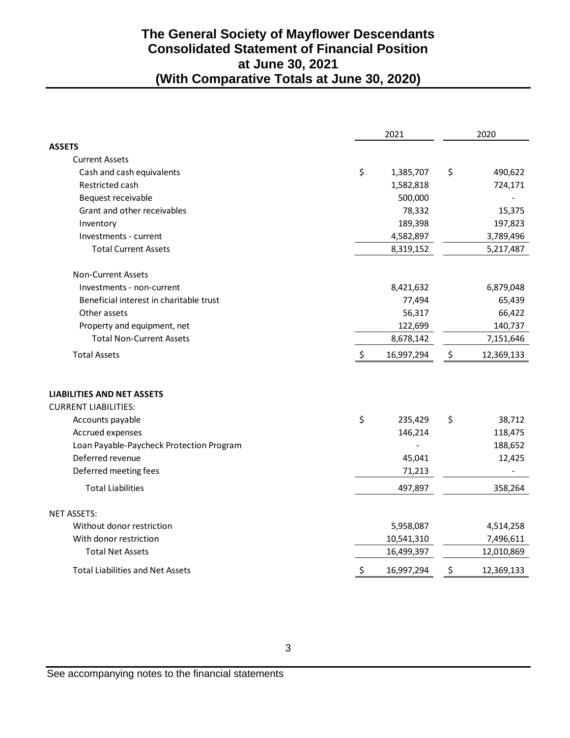# The General Society of Mayflower Descendants
## Consolidated Statement of Financial Position
## at June 30, 2021
## (With Comparative Totals at June 30, 2020)

| | 2021 | 2020 |
|---|---|---|
| **ASSETS** | | |
| Current Assets | | |
| Cash and cash equivalents | $ 1,385,707 | $ 490,622 |
| Restricted cash | 1,582,818 | 724,171 |
| Bequest receivable | 500,000 | - |
| Grant and other receivables | 78,332 | 15,375 |
| Inventory | 189,398 | 197,823 |
| Investments - current | 4,582,897 | 3,789,496 |
| Total Current Assets | 8,319,152 | 5,217,487 |
| Non-Current Assets | | |
| Investments - non-current | 8,421,632 | 6,879,048 |
| Beneficial interest in charitable trust | 77,494 | 65,439 |
| Other assets | 56,317 | 66,422 |
| Property and equipment, net | 122,699 | 140,737 |
| Total Non-Current Assets | 8,678,142 | 7,151,646 |
| Total Assets | $ 16,997,294 | $ 12,369,133 |
| **LIABILITIES AND NET ASSETS** | | |
| CURRENT LIABILITIES: | | |
| Accounts payable | $ 235,429 | $ 38,712 |
| Accrued expenses | 146,214 | 118,475 |
| Loan Payable-Paycheck Protection Program | - | 188,652 |
| Deferred revenue | 45,041 | 12,425 |
| Deferred meeting fees | 71,213 | - |
| Total Liabilities | 497,897 | 358,264 |
| NET ASSETS: | | |
| Without donor restriction | 5,958,087 | 4,514,258 |
| With donor restriction | 10,541,310 | 7,496,611 |
| Total Net Assets | 16,499,397 | 12,010,869 |
| Total Liabilities and Net Assets | $ 16,997,294 | $ 12,369,133 |

See accompanying notes to the financial statements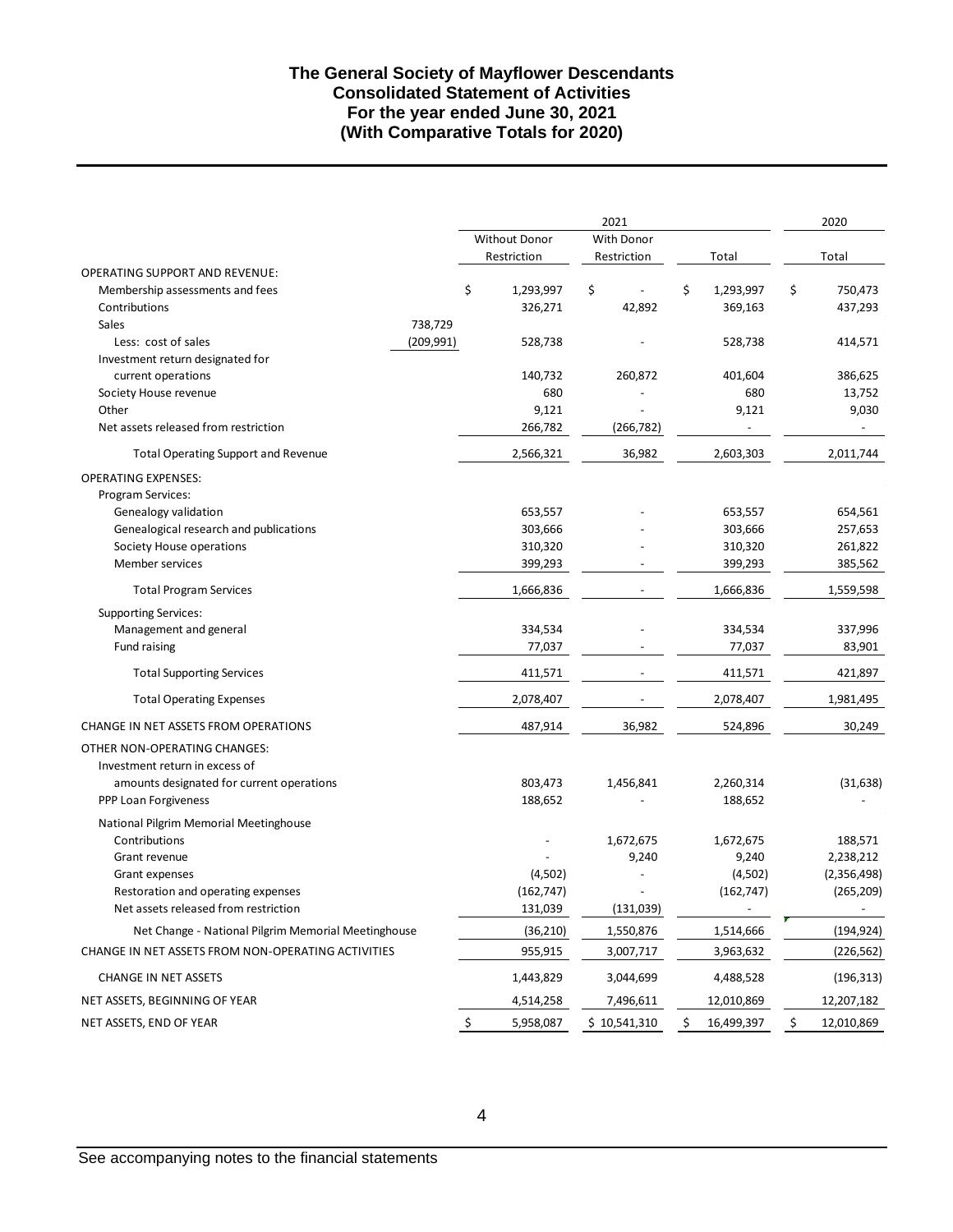# The General Society of Mayflower Descendants
# Consolidated Statement of Activities
# For the year ended June 30, 2021
# (With Comparative Totals for 2020)

| | | 2021 | | | 2020 |
|---|---|---|---|---|---|
| | | Without Donor Restriction | With Donor Restriction | Total | Total |
| OPERATING SUPPORT AND REVENUE: | | | | | |
| Membership assessments and fees | | $ 1,293,997 | $ - | $ 1,293,997 | $ 750,473 |
| Contributions | | 326,271 | 42,892 | 369,163 | 437,293 |
| Sales | 738,729 | | | | |
| Less: cost of sales | (209,991) | 528,738 | - | 528,738 | 414,571 |
| Investment return designated for current operations | | 140,732 | 260,872 | 401,604 | 386,625 |
| Society House revenue | | 680 | - | 680 | 13,752 |
| Other | | 9,121 | - | 9,121 | 9,030 |
| Net assets released from restriction | | 266,782 | (266,782) | - | - |
| Total Operating Support and Revenue | | 2,566,321 | 36,982 | 2,603,303 | 2,011,744 |
| OPERATING EXPENSES: | | | | | |
| Program Services: | | | | | |
| Genealogy validation | | 653,557 | - | 653,557 | 654,561 |
| Genealogical research and publications | | 303,666 | - | 303,666 | 257,653 |
| Society House operations | | 310,320 | - | 310,320 | 261,822 |
| Member services | | 399,293 | - | 399,293 | 385,562 |
| Total Program Services | | 1,666,836 | - | 1,666,836 | 1,559,598 |
| Supporting Services: | | | | | |
| Management and general | | 334,534 | - | 334,534 | 337,996 |
| Fund raising | | 77,037 | - | 77,037 | 83,901 |
| Total Supporting Services | | 411,571 | - | 411,571 | 421,897 |
| Total Operating Expenses | | 2,078,407 | - | 2,078,407 | 1,981,495 |
| CHANGE IN NET ASSETS FROM OPERATIONS | | 487,914 | 36,982 | 524,896 | 30,249 |
| OTHER NON-OPERATING CHANGES: | | | | | |
| Investment return in excess of amounts designated for current operations | | 803,473 | 1,456,841 | 2,260,314 | (31,638) |
| PPP Loan Forgiveness | | 188,652 | - | 188,652 | - |
| National Pilgrim Memorial Meetinghouse | | | | | |
| Contributions | | - | 1,672,675 | 1,672,675 | 188,571 |
| Grant revenue | | - | 9,240 | 9,240 | 2,238,212 |
| Grant expenses | | (4,502) | - | (4,502) | (2,356,498) |
| Restoration and operating expenses | | (162,747) | - | (162,747) | (265,209) |
| Net assets released from restriction | | 131,039 | (131,039) | - | - |
| Net Change - National Pilgrim Memorial Meetinghouse | | (36,210) | 1,550,876 | 1,514,666 | (194,924) |
| CHANGE IN NET ASSETS FROM NON-OPERATING ACTIVITIES | | 955,915 | 3,007,717 | 3,963,632 | (226,562) |
| CHANGE IN NET ASSETS | | 1,443,829 | 3,044,699 | 4,488,528 | (196,313) |
| NET ASSETS, BEGINNING OF YEAR | | 4,514,258 | 7,496,611 | 12,010,869 | 12,207,182 |
| NET ASSETS, END OF YEAR | | $ 5,958,087 | $ 10,541,310 | $ 16,499,397 | $ 12,010,869 |

See accompanying notes to the financial statements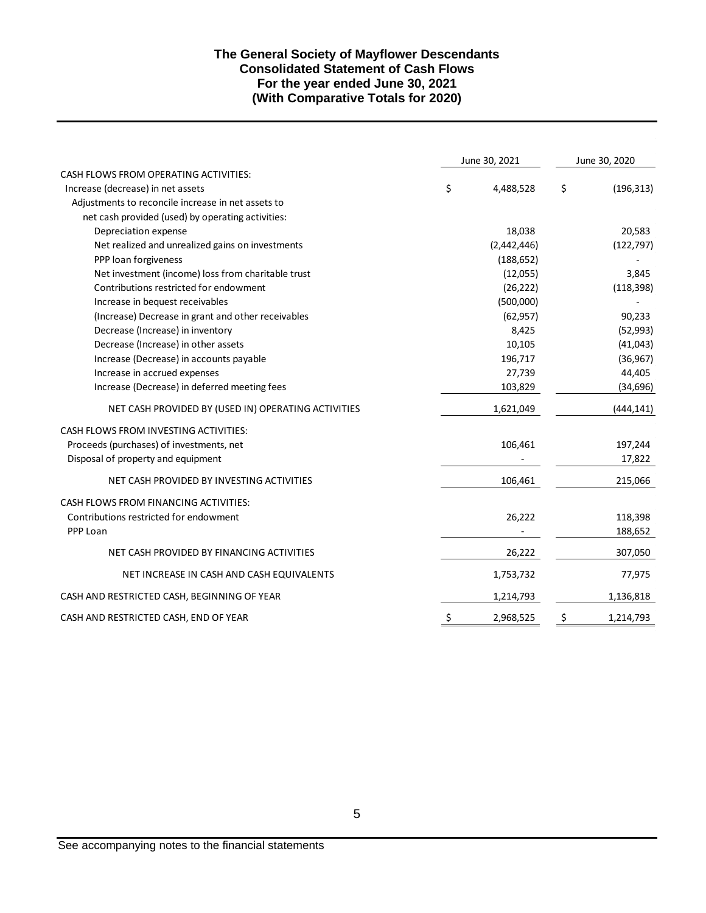# The General Society of Mayflower Descendants
## Consolidated Statement of Cash Flows
### For the year ended June 30, 2021
### (With Comparative Totals for 2020)

| | June 30, 2021 | June 30, 2020 |
|---|---|---|
| CASH FLOWS FROM OPERATING ACTIVITIES: | | |
| Increase (decrease) in net assets | $ 4,488,528 | $ (196,313) |
| Adjustments to reconcile increase in net assets to | | |
| net cash provided (used) by operating activities: | | |
| Depreciation expense | 18,038 | 20,583 |
| Net realized and unrealized gains on investments | (2,442,446) | (122,797) |
| PPP loan forgiveness | (188,652) | - |
| Net investment (income) loss from charitable trust | (12,055) | 3,845 |
| Contributions restricted for endowment | (26,222) | (118,398) |
| Increase in bequest receivables | (500,000) | - |
| (Increase) Decrease in grant and other receivables | (62,957) | 90,233 |
| Decrease (Increase) in inventory | 8,425 | (52,993) |
| Decrease (Increase) in other assets | 10,105 | (41,043) |
| Increase (Decrease) in accounts payable | 196,717 | (36,967) |
| Increase in accrued expenses | 27,739 | 44,405 |
| Increase (Decrease) in deferred meeting fees | 103,829 | (34,696) |
| NET CASH PROVIDED BY (USED IN) OPERATING ACTIVITIES | 1,621,049 | (444,141) |
| CASH FLOWS FROM INVESTING ACTIVITIES: | | |
| Proceeds (purchases) of investments, net | 106,461 | 197,244 |
| Disposal of property and equipment | - | 17,822 |
| NET CASH PROVIDED BY INVESTING ACTIVITIES | 106,461 | 215,066 |
| CASH FLOWS FROM FINANCING ACTIVITIES: | | |
| Contributions restricted for endowment | 26,222 | 118,398 |
| PPP Loan | - | 188,652 |
| NET CASH PROVIDED BY FINANCING ACTIVITIES | 26,222 | 307,050 |
| NET INCREASE IN CASH AND CASH EQUIVALENTS | 1,753,732 | 77,975 |
| CASH AND RESTRICTED CASH, BEGINNING OF YEAR | 1,214,793 | 1,136,818 |
| CASH AND RESTRICTED CASH, END OF YEAR | $ 2,968,525 | $ 1,214,793 |

See accompanying notes to the financial statements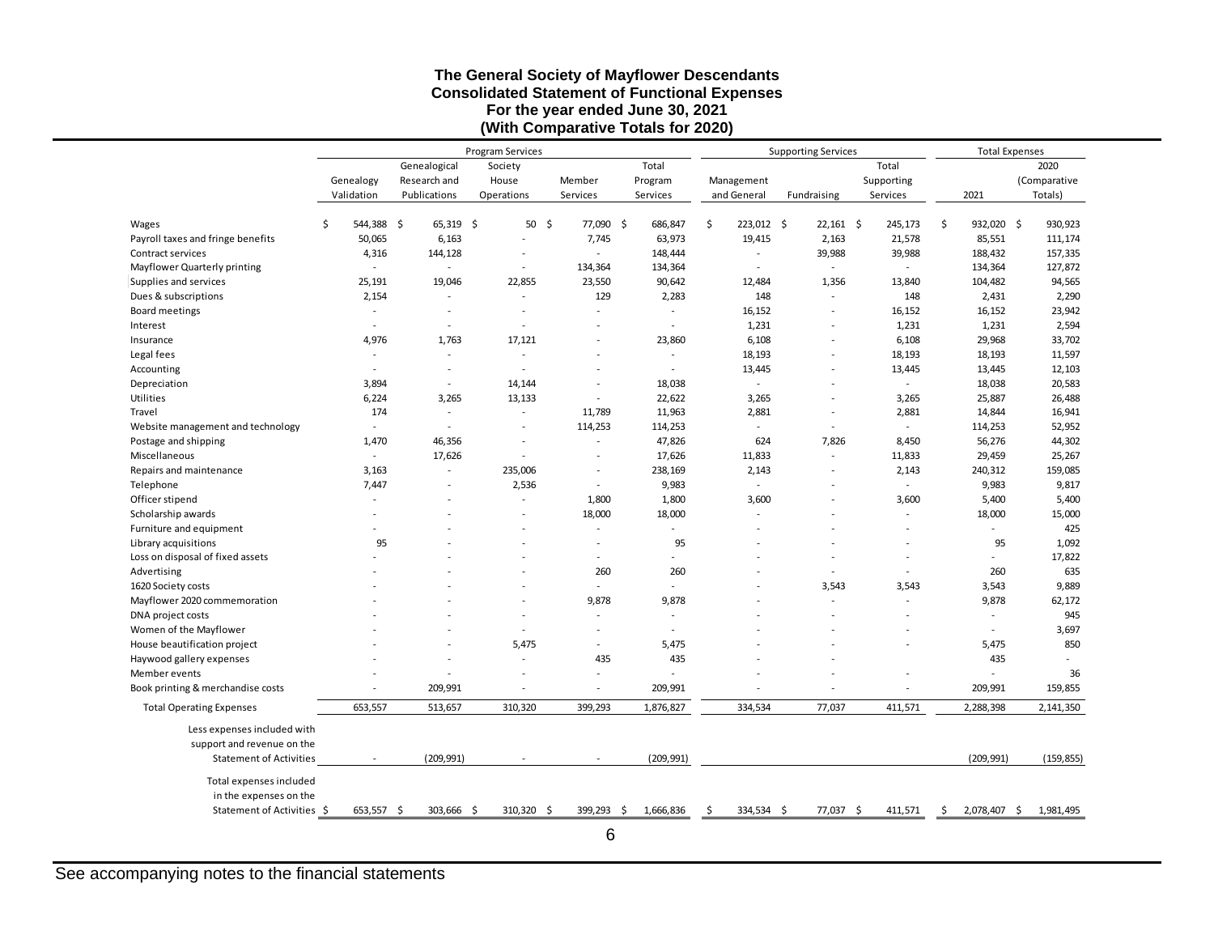# The General Society of Mayflower Descendants
## Consolidated Statement of Functional Expenses
### For the year ended June 30, 2021
### (With Comparative Totals for 2020)

| | Program Services | | | | | Supporting Services | | | Total Expenses | |
|---|---|---|---|---|---|---|---|---|---|---|
| | Genealogy Validation | Genealogical Research and Publications | Society House Operations | Member Services | Total Program Services | Management and General | Fundraising | Total Supporting Services | 2021 | 2020 (Comparative Totals) |
| Wages | $ 544,388 | $ 65,319 | $ 50 | $ 77,090 | $ 686,847 | $ 223,012 | $ 22,161 | $ 245,173 | $ 932,020 | $ 930,923 |
| Payroll taxes and fringe benefits | 50,065 | 6,163 | - | 7,745 | 63,973 | 19,415 | 2,163 | 21,578 | 85,551 | 111,174 |
| Contract services | 4,316 | 144,128 | - | - | 148,444 | - | 39,988 | 39,988 | 188,432 | 157,335 |
| Mayflower Quarterly printing | - | - | - | 134,364 | 134,364 | - | - | - | 134,364 | 127,872 |
| Supplies and services | 25,191 | 19,046 | 22,855 | 23,550 | 90,642 | 12,484 | 1,356 | 13,840 | 104,482 | 94,565 |
| Dues & subscriptions | 2,154 | - | - | 129 | 2,283 | 148 | - | 148 | 2,431 | 2,290 |
| Board meetings | - | - | - | - | - | 16,152 | - | 16,152 | 16,152 | 23,942 |
| Interest | - | - | - | - | - | 1,231 | - | 1,231 | 1,231 | 2,594 |
| Insurance | 4,976 | 1,763 | 17,121 | - | 23,860 | 6,108 | - | 6,108 | 29,968 | 33,702 |
| Legal fees | - | - | - | - | - | 18,193 | - | 18,193 | 18,193 | 11,597 |
| Accounting | - | - | - | - | - | 13,445 | - | 13,445 | 13,445 | 12,103 |
| Depreciation | 3,894 | - | 14,144 | - | 18,038 | - | - | - | 18,038 | 20,583 |
| Utilities | 6,224 | 3,265 | 13,133 | - | 22,622 | 3,265 | - | 3,265 | 25,887 | 26,488 |
| Travel | 174 | - | - | 11,789 | 11,963 | 2,881 | - | 2,881 | 14,844 | 16,941 |
| Website management and technology | - | - | - | 114,253 | 114,253 | - | - | - | 114,253 | 52,952 |
| Postage and shipping | 1,470 | 46,356 | - | - | 47,826 | 624 | 7,826 | 8,450 | 56,276 | 44,302 |
| Miscellaneous | - | 17,626 | - | - | 17,626 | 11,833 | - | 11,833 | 29,459 | 25,267 |
| Repairs and maintenance | 3,163 | - | 235,006 | - | 238,169 | 2,143 | - | 2,143 | 240,312 | 159,085 |
| Telephone | 7,447 | - | 2,536 | - | 9,983 | - | - | - | 9,983 | 9,817 |
| Officer stipend | - | - | - | 1,800 | 1,800 | 3,600 | - | 3,600 | 5,400 | 5,400 |
| Scholarship awards | - | - | - | 18,000 | 18,000 | - | - | - | 18,000 | 15,000 |
| Furniture and equipment | - | - | - | - | - | - | - | - | - | 425 |
| Library acquisitions | 95 | - | - | - | 95 | - | - | - | 95 | 1,092 |
| Loss on disposal of fixed assets | - | - | - | - | - | - | - | - | - | 17,822 |
| Advertising | - | - | - | 260 | 260 | - | - | - | 260 | 635 |
| 1620 Society costs | - | - | - | - | - | - | 3,543 | 3,543 | 3,543 | 9,889 |
| Mayflower 2020 commemoration | - | - | - | 9,878 | 9,878 | - | - | - | 9,878 | 62,172 |
| DNA project costs | - | - | - | - | - | - | - | - | - | 945 |
| Women of the Mayflower | - | - | - | - | - | - | - | - | - | 3,697 |
| House beautification project | - | - | 5,475 | - | 5,475 | - | - | - | 5,475 | 850 |
| Haywood gallery expenses | - | - | - | 435 | 435 | - | - | - | 435 | - |
| Member events | - | - | - | - | - | - | - | - | - | 36 |
| Book printing & merchandise costs | - | 209,991 | - | - | 209,991 | - | - | - | 209,991 | 159,855 |
| Total Operating Expenses | 653,557 | 513,657 | 310,320 | 399,293 | 1,876,827 | 334,534 | 77,037 | 411,571 | 2,288,398 | 2,141,350 |
| Less expenses included with support and revenue on the Statement of Activities | - | (209,991) | - | - | (209,991) | | | | (209,991) | (159,855) |
| Total expenses included in the expenses on the Statement of Activities | $ 653,557 | $ 303,666 | $ 310,320 | $ 399,293 | $ 1,666,836 | $ 334,534 | $ 77,037 | $ 411,571 | $ 2,078,407 | $ 1,981,495 |

See accompanying notes to the financial statements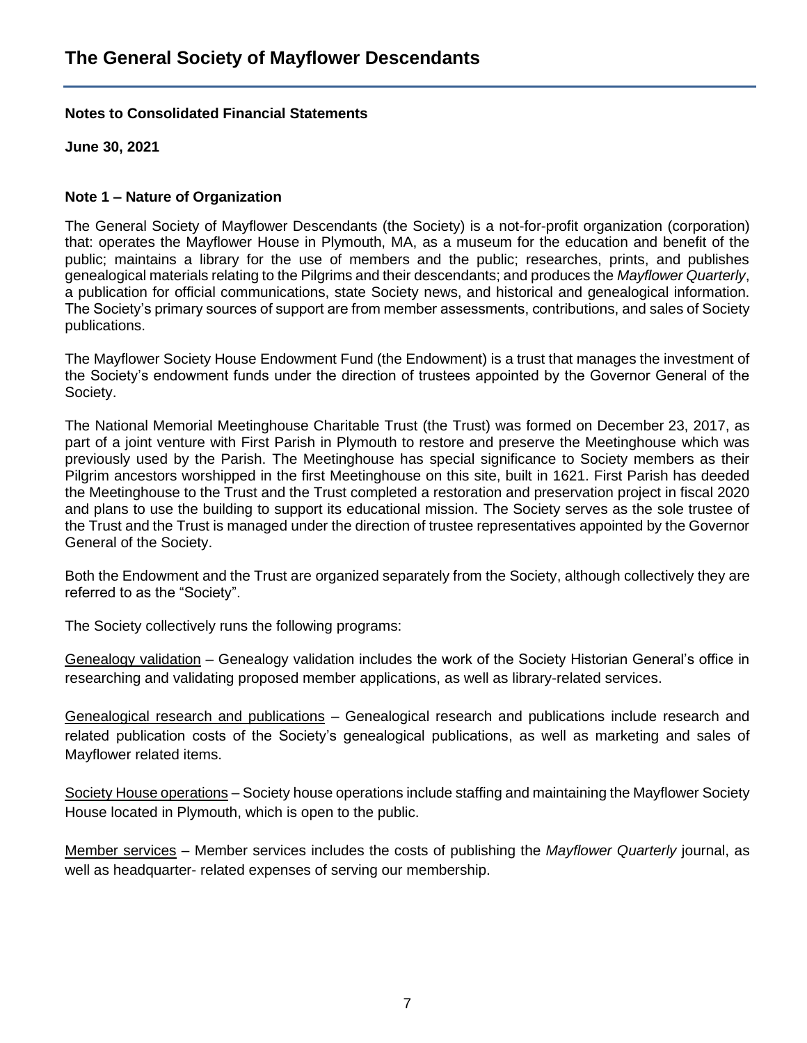# The General Society of Mayflower Descendants

**Notes to Consolidated Financial Statements**

**June 30, 2021**

**Note 1 – Nature of Organization**

The General Society of Mayflower Descendants (the Society) is a not-for-profit organization (corporation) that: operates the Mayflower House in Plymouth, MA, as a museum for the education and benefit of the public; maintains a library for the use of members and the public; researches, prints, and publishes genealogical materials relating to the Pilgrims and their descendants; and produces the *Mayflower Quarterly*, a publication for official communications, state Society news, and historical and genealogical information. The Society's primary sources of support are from member assessments, contributions, and sales of Society publications.

The Mayflower Society House Endowment Fund (the Endowment) is a trust that manages the investment of the Society's endowment funds under the direction of trustees appointed by the Governor General of the Society.

The National Memorial Meetinghouse Charitable Trust (the Trust) was formed on December 23, 2017, as part of a joint venture with First Parish in Plymouth to restore and preserve the Meetinghouse which was previously used by the Parish. The Meetinghouse has special significance to Society members as their Pilgrim ancestors worshipped in the first Meetinghouse on this site, built in 1621. First Parish has deeded the Meetinghouse to the Trust and the Trust completed a restoration and preservation project in fiscal 2020 and plans to use the building to support its educational mission. The Society serves as the sole trustee of the Trust and the Trust is managed under the direction of trustee representatives appointed by the Governor General of the Society.

Both the Endowment and the Trust are organized separately from the Society, although collectively they are referred to as the "Society".

The Society collectively runs the following programs:

Genealogy validation – Genealogy validation includes the work of the Society Historian General's office in researching and validating proposed member applications, as well as library-related services.

Genealogical research and publications – Genealogical research and publications include research and related publication costs of the Society's genealogical publications, as well as marketing and sales of Mayflower related items.

Society House operations – Society house operations include staffing and maintaining the Mayflower Society House located in Plymouth, which is open to the public.

Member services – Member services includes the costs of publishing the *Mayflower Quarterly* journal, as well as headquarter- related expenses of serving our membership.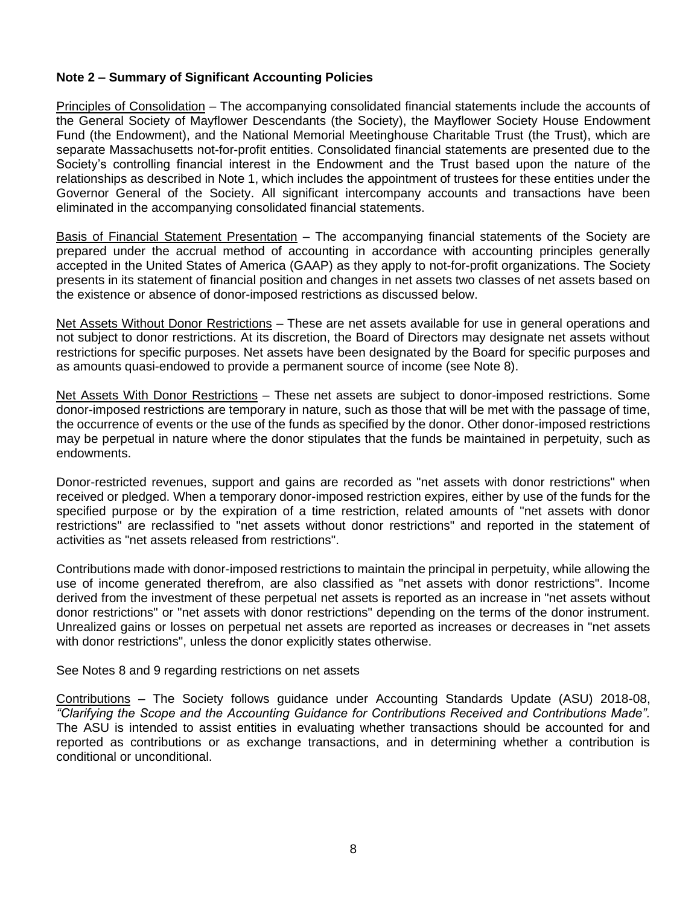## Note 2 – Summary of Significant Accounting Policies

Principles of Consolidation – The accompanying consolidated financial statements include the accounts of the General Society of Mayflower Descendants (the Society), the Mayflower Society House Endowment Fund (the Endowment), and the National Memorial Meetinghouse Charitable Trust (the Trust), which are separate Massachusetts not-for-profit entities. Consolidated financial statements are presented due to the Society's controlling financial interest in the Endowment and the Trust based upon the nature of the relationships as described in Note 1, which includes the appointment of trustees for these entities under the Governor General of the Society. All significant intercompany accounts and transactions have been eliminated in the accompanying consolidated financial statements.

Basis of Financial Statement Presentation – The accompanying financial statements of the Society are prepared under the accrual method of accounting in accordance with accounting principles generally accepted in the United States of America (GAAP) as they apply to not-for-profit organizations. The Society presents in its statement of financial position and changes in net assets two classes of net assets based on the existence or absence of donor-imposed restrictions as discussed below.

Net Assets Without Donor Restrictions – These are net assets available for use in general operations and not subject to donor restrictions. At its discretion, the Board of Directors may designate net assets without restrictions for specific purposes. Net assets have been designated by the Board for specific purposes and as amounts quasi-endowed to provide a permanent source of income (see Note 8).

Net Assets With Donor Restrictions – These net assets are subject to donor-imposed restrictions. Some donor-imposed restrictions are temporary in nature, such as those that will be met with the passage of time, the occurrence of events or the use of the funds as specified by the donor. Other donor-imposed restrictions may be perpetual in nature where the donor stipulates that the funds be maintained in perpetuity, such as endowments.

Donor-restricted revenues, support and gains are recorded as "net assets with donor restrictions" when received or pledged. When a temporary donor-imposed restriction expires, either by use of the funds for the specified purpose or by the expiration of a time restriction, related amounts of "net assets with donor restrictions" are reclassified to "net assets without donor restrictions" and reported in the statement of activities as "net assets released from restrictions".

Contributions made with donor-imposed restrictions to maintain the principal in perpetuity, while allowing the use of income generated therefrom, are also classified as "net assets with donor restrictions". Income derived from the investment of these perpetual net assets is reported as an increase in "net assets without donor restrictions" or "net assets with donor restrictions" depending on the terms of the donor instrument. Unrealized gains or losses on perpetual net assets are reported as increases or decreases in "net assets with donor restrictions", unless the donor explicitly states otherwise.

See Notes 8 and 9 regarding restrictions on net assets

Contributions – The Society follows guidance under Accounting Standards Update (ASU) 2018-08, *"Clarifying the Scope and the Accounting Guidance for Contributions Received and Contributions Made".* The ASU is intended to assist entities in evaluating whether transactions should be accounted for and reported as contributions or as exchange transactions, and in determining whether a contribution is conditional or unconditional.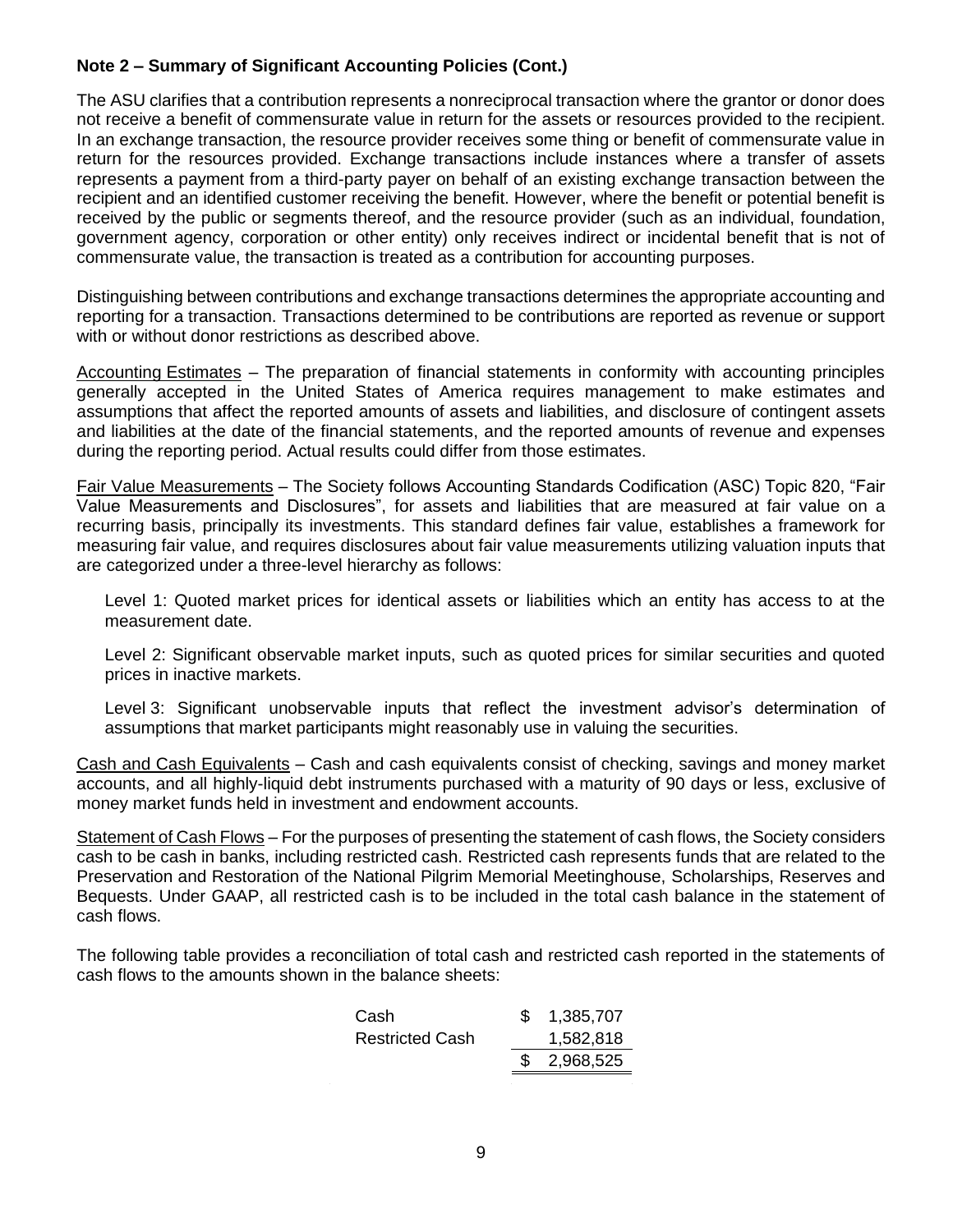**Note 2 – Summary of Significant Accounting Policies (Cont.)**

The ASU clarifies that a contribution represents a nonreciprocal transaction where the grantor or donor does not receive a benefit of commensurate value in return for the assets or resources provided to the recipient. In an exchange transaction, the resource provider receives some thing or benefit of commensurate value in return for the resources provided. Exchange transactions include instances where a transfer of assets represents a payment from a third-party payer on behalf of an existing exchange transaction between the recipient and an identified customer receiving the benefit. However, where the benefit or potential benefit is received by the public or segments thereof, and the resource provider (such as an individual, foundation, government agency, corporation or other entity) only receives indirect or incidental benefit that is not of commensurate value, the transaction is treated as a contribution for accounting purposes.

Distinguishing between contributions and exchange transactions determines the appropriate accounting and reporting for a transaction. Transactions determined to be contributions are reported as revenue or support with or without donor restrictions as described above.

Accounting Estimates – The preparation of financial statements in conformity with accounting principles generally accepted in the United States of America requires management to make estimates and assumptions that affect the reported amounts of assets and liabilities, and disclosure of contingent assets and liabilities at the date of the financial statements, and the reported amounts of revenue and expenses during the reporting period. Actual results could differ from those estimates.

Fair Value Measurements – The Society follows Accounting Standards Codification (ASC) Topic 820, "Fair Value Measurements and Disclosures", for assets and liabilities that are measured at fair value on a recurring basis, principally its investments. This standard defines fair value, establishes a framework for measuring fair value, and requires disclosures about fair value measurements utilizing valuation inputs that are categorized under a three-level hierarchy as follows:

Level 1: Quoted market prices for identical assets or liabilities which an entity has access to at the measurement date.

Level 2: Significant observable market inputs, such as quoted prices for similar securities and quoted prices in inactive markets.

Level 3: Significant unobservable inputs that reflect the investment advisor's determination of assumptions that market participants might reasonably use in valuing the securities.

Cash and Cash Equivalents – Cash and cash equivalents consist of checking, savings and money market accounts, and all highly-liquid debt instruments purchased with a maturity of 90 days or less, exclusive of money market funds held in investment and endowment accounts.

Statement of Cash Flows – For the purposes of presenting the statement of cash flows, the Society considers cash to be cash in banks, including restricted cash. Restricted cash represents funds that are related to the Preservation and Restoration of the National Pilgrim Memorial Meetinghouse, Scholarships, Reserves and Bequests. Under GAAP, all restricted cash is to be included in the total cash balance in the statement of cash flows.

The following table provides a reconciliation of total cash and restricted cash reported in the statements of cash flows to the amounts shown in the balance sheets:

| | |
|---|---|
| Cash | $ 1,385,707 |
| Restricted Cash | 1,582,818 |
| | $ 2,968,525 |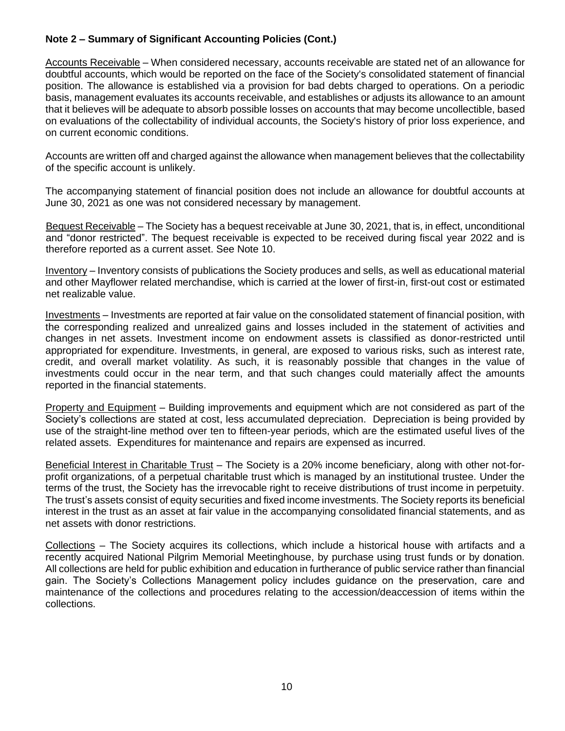### Note 2 – Summary of Significant Accounting Policies (Cont.)

Accounts Receivable – When considered necessary, accounts receivable are stated net of an allowance for doubtful accounts, which would be reported on the face of the Society's consolidated statement of financial position. The allowance is established via a provision for bad debts charged to operations. On a periodic basis, management evaluates its accounts receivable, and establishes or adjusts its allowance to an amount that it believes will be adequate to absorb possible losses on accounts that may become uncollectible, based on evaluations of the collectability of individual accounts, the Society's history of prior loss experience, and on current economic conditions.

Accounts are written off and charged against the allowance when management believes that the collectability of the specific account is unlikely.

The accompanying statement of financial position does not include an allowance for doubtful accounts at June 30, 2021 as one was not considered necessary by management.

Bequest Receivable – The Society has a bequest receivable at June 30, 2021, that is, in effect, unconditional and "donor restricted". The bequest receivable is expected to be received during fiscal year 2022 and is therefore reported as a current asset. See Note 10.

Inventory – Inventory consists of publications the Society produces and sells, as well as educational material and other Mayflower related merchandise, which is carried at the lower of first-in, first-out cost or estimated net realizable value.

Investments – Investments are reported at fair value on the consolidated statement of financial position, with the corresponding realized and unrealized gains and losses included in the statement of activities and changes in net assets. Investment income on endowment assets is classified as donor-restricted until appropriated for expenditure. Investments, in general, are exposed to various risks, such as interest rate, credit, and overall market volatility. As such, it is reasonably possible that changes in the value of investments could occur in the near term, and that such changes could materially affect the amounts reported in the financial statements.

Property and Equipment – Building improvements and equipment which are not considered as part of the Society's collections are stated at cost, less accumulated depreciation. Depreciation is being provided by use of the straight-line method over ten to fifteen-year periods, which are the estimated useful lives of the related assets. Expenditures for maintenance and repairs are expensed as incurred.

Beneficial Interest in Charitable Trust – The Society is a 20% income beneficiary, along with other not-for-profit organizations, of a perpetual charitable trust which is managed by an institutional trustee. Under the terms of the trust, the Society has the irrevocable right to receive distributions of trust income in perpetuity. The trust's assets consist of equity securities and fixed income investments. The Society reports its beneficial interest in the trust as an asset at fair value in the accompanying consolidated financial statements, and as net assets with donor restrictions.

Collections – The Society acquires its collections, which include a historical house with artifacts and a recently acquired National Pilgrim Memorial Meetinghouse, by purchase using trust funds or by donation. All collections are held for public exhibition and education in furtherance of public service rather than financial gain. The Society's Collections Management policy includes guidance on the preservation, care and maintenance of the collections and procedures relating to the accession/deaccession of items within the collections.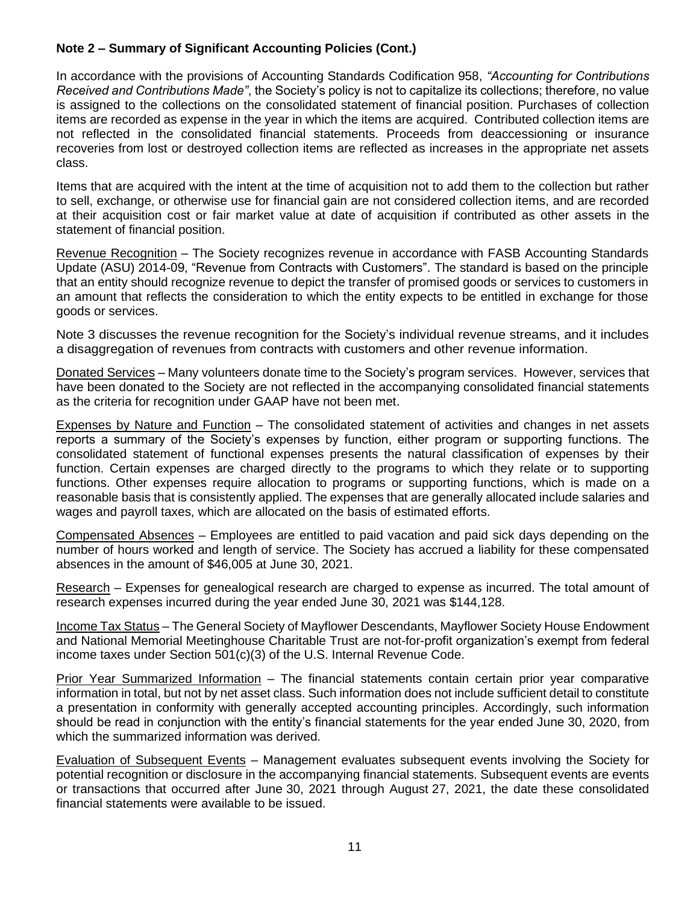**Note 2 – Summary of Significant Accounting Policies (Cont.)**

In accordance with the provisions of Accounting Standards Codification 958, *"Accounting for Contributions Received and Contributions Made"*, the Society's policy is not to capitalize its collections; therefore, no value is assigned to the collections on the consolidated statement of financial position. Purchases of collection items are recorded as expense in the year in which the items are acquired. Contributed collection items are not reflected in the consolidated financial statements. Proceeds from deaccessioning or insurance recoveries from lost or destroyed collection items are reflected as increases in the appropriate net assets class.

Items that are acquired with the intent at the time of acquisition not to add them to the collection but rather to sell, exchange, or otherwise use for financial gain are not considered collection items, and are recorded at their acquisition cost or fair market value at date of acquisition if contributed as other assets in the statement of financial position.

Revenue Recognition – The Society recognizes revenue in accordance with FASB Accounting Standards Update (ASU) 2014-09, "Revenue from Contracts with Customers". The standard is based on the principle that an entity should recognize revenue to depict the transfer of promised goods or services to customers in an amount that reflects the consideration to which the entity expects to be entitled in exchange for those goods or services.

Note 3 discusses the revenue recognition for the Society's individual revenue streams, and it includes a disaggregation of revenues from contracts with customers and other revenue information.

Donated Services – Many volunteers donate time to the Society's program services. However, services that have been donated to the Society are not reflected in the accompanying consolidated financial statements as the criteria for recognition under GAAP have not been met.

Expenses by Nature and Function – The consolidated statement of activities and changes in net assets reports a summary of the Society's expenses by function, either program or supporting functions. The consolidated statement of functional expenses presents the natural classification of expenses by their function. Certain expenses are charged directly to the programs to which they relate or to supporting functions. Other expenses require allocation to programs or supporting functions, which is made on a reasonable basis that is consistently applied. The expenses that are generally allocated include salaries and wages and payroll taxes, which are allocated on the basis of estimated efforts.

Compensated Absences – Employees are entitled to paid vacation and paid sick days depending on the number of hours worked and length of service. The Society has accrued a liability for these compensated absences in the amount of $46,005 at June 30, 2021.

Research – Expenses for genealogical research are charged to expense as incurred. The total amount of research expenses incurred during the year ended June 30, 2021 was $144,128.

Income Tax Status – The General Society of Mayflower Descendants, Mayflower Society House Endowment and National Memorial Meetinghouse Charitable Trust are not-for-profit organization's exempt from federal income taxes under Section 501(c)(3) of the U.S. Internal Revenue Code.

Prior Year Summarized Information – The financial statements contain certain prior year comparative information in total, but not by net asset class. Such information does not include sufficient detail to constitute a presentation in conformity with generally accepted accounting principles. Accordingly, such information should be read in conjunction with the entity's financial statements for the year ended June 30, 2020, from which the summarized information was derived.

Evaluation of Subsequent Events – Management evaluates subsequent events involving the Society for potential recognition or disclosure in the accompanying financial statements. Subsequent events are events or transactions that occurred after June 30, 2021 through August 27, 2021, the date these consolidated financial statements were available to be issued.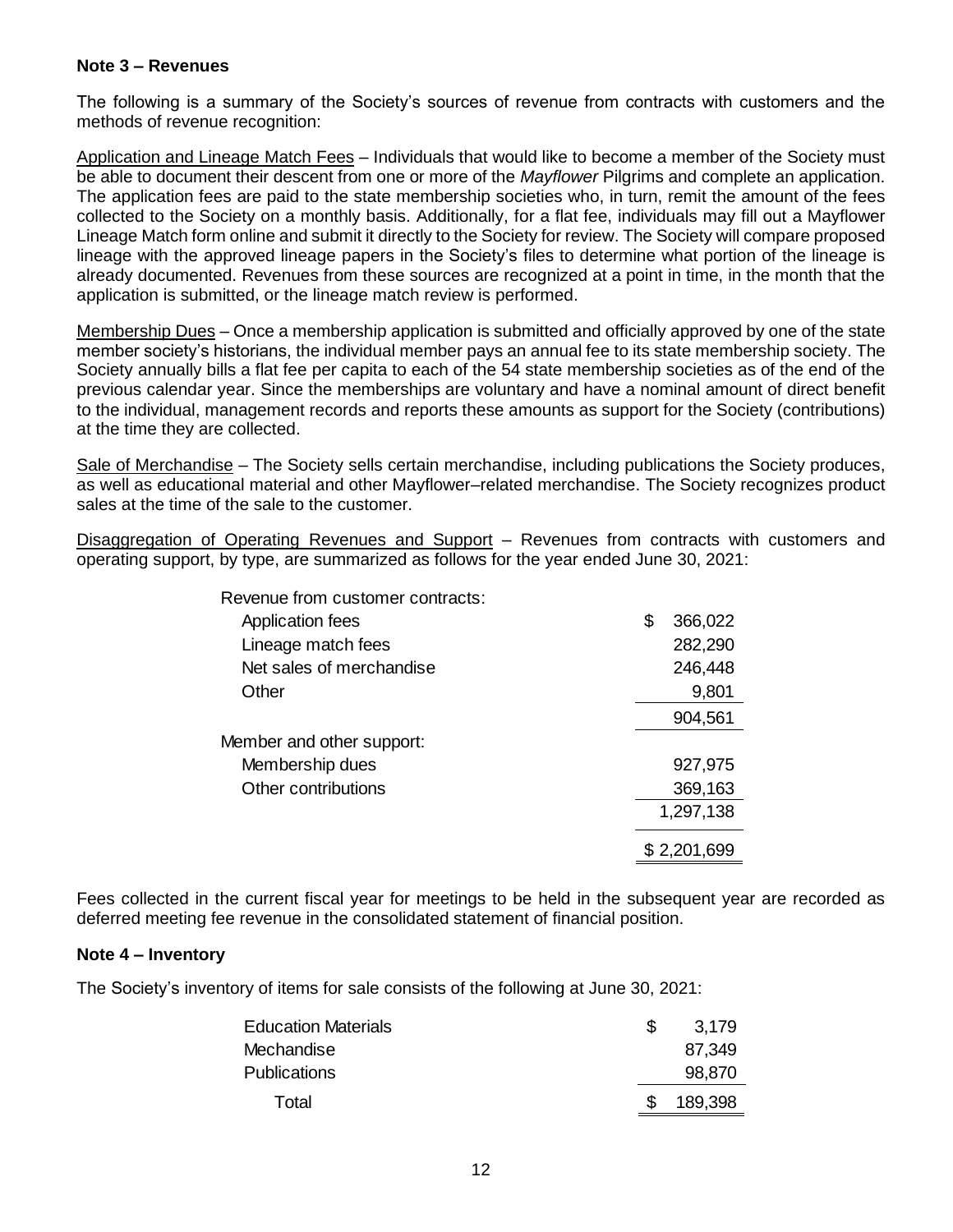### Note 3 – Revenues

The following is a summary of the Society's sources of revenue from contracts with customers and the methods of revenue recognition:

Application and Lineage Match Fees – Individuals that would like to become a member of the Society must be able to document their descent from one or more of the *Mayflower* Pilgrims and complete an application. The application fees are paid to the state membership societies who, in turn, remit the amount of the fees collected to the Society on a monthly basis. Additionally, for a flat fee, individuals may fill out a Mayflower Lineage Match form online and submit it directly to the Society for review. The Society will compare proposed lineage with the approved lineage papers in the Society's files to determine what portion of the lineage is already documented. Revenues from these sources are recognized at a point in time, in the month that the application is submitted, or the lineage match review is performed.

Membership Dues – Once a membership application is submitted and officially approved by one of the state member society's historians, the individual member pays an annual fee to its state membership society. The Society annually bills a flat fee per capita to each of the 54 state membership societies as of the end of the previous calendar year. Since the memberships are voluntary and have a nominal amount of direct benefit to the individual, management records and reports these amounts as support for the Society (contributions) at the time they are collected.

Sale of Merchandise – The Society sells certain merchandise, including publications the Society produces, as well as educational material and other Mayflower–related merchandise. The Society recognizes product sales at the time of the sale to the customer.

Disaggregation of Operating Revenues and Support – Revenues from contracts with customers and operating support, by type, are summarized as follows for the year ended June 30, 2021:

| | |
|---|---|
| Revenue from customer contracts: | |
| Application fees | $ 366,022 |
| Lineage match fees | 282,290 |
| Net sales of merchandise | 246,448 |
| Other | 9,801 |
| | 904,561 |
| Member and other support: | |
| Membership dues | 927,975 |
| Other contributions | 369,163 |
| | 1,297,138 |
| | $ 2,201,699 |

Fees collected in the current fiscal year for meetings to be held in the subsequent year are recorded as deferred meeting fee revenue in the consolidated statement of financial position.

### Note 4 – Inventory

The Society's inventory of items for sale consists of the following at June 30, 2021:

| | |
|---|---|
| Education Materials | $ 3,179 |
| Mechandise | 87,349 |
| Publications | 98,870 |
| Total | $ 189,398 |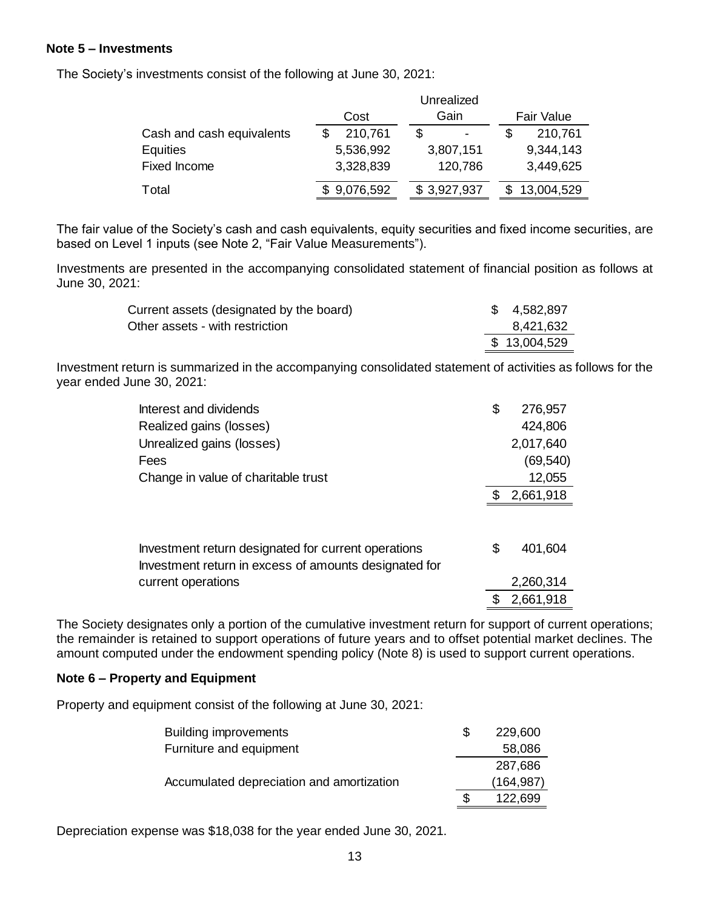**Note 5 – Investments**

The Society's investments consist of the following at June 30, 2021:

| | Cost | Unrealized Gain | Fair Value |
|---|---|---|---|
| Cash and cash equivalents | $ 210,761 | $ - | $ 210,761 |
| Equities | 5,536,992 | 3,807,151 | 9,344,143 |
| Fixed Income | 3,328,839 | 120,786 | 3,449,625 |
| Total | $ 9,076,592 | $ 3,927,937 | $ 13,004,529 |

The fair value of the Society's cash and cash equivalents, equity securities and fixed income securities, are based on Level 1 inputs (see Note 2, "Fair Value Measurements").

Investments are presented in the accompanying consolidated statement of financial position as follows at June 30, 2021:

| | |
|---|---|
| Current assets (designated by the board) | $ 4,582,897 |
| Other assets - with restriction | 8,421,632 |
| | $ 13,004,529 |

Investment return is summarized in the accompanying consolidated statement of activities as follows for the year ended June 30, 2021:

| | |
|---|---|
| Interest and dividends | $ 276,957 |
| Realized gains (losses) | 424,806 |
| Unrealized gains (losses) | 2,017,640 |
| Fees | (69,540) |
| Change in value of charitable trust | 12,055 |
| | $ 2,661,918 |

| | |
|---|---|
| Investment return designated for current operations | $ 401,604 |
| Investment return in excess of amounts designated for current operations | 2,260,314 |
| | $ 2,661,918 |

The Society designates only a portion of the cumulative investment return for support of current operations; the remainder is retained to support operations of future years and to offset potential market declines. The amount computed under the endowment spending policy (Note 8) is used to support current operations.

**Note 6 – Property and Equipment**

Property and equipment consist of the following at June 30, 2021:

| | |
|---|---|
| Building improvements | $ 229,600 |
| Furniture and equipment | 58,086 |
| | 287,686 |
| Accumulated depreciation and amortization | (164,987) |
| | $ 122,699 |

Depreciation expense was $18,038 for the year ended June 30, 2021.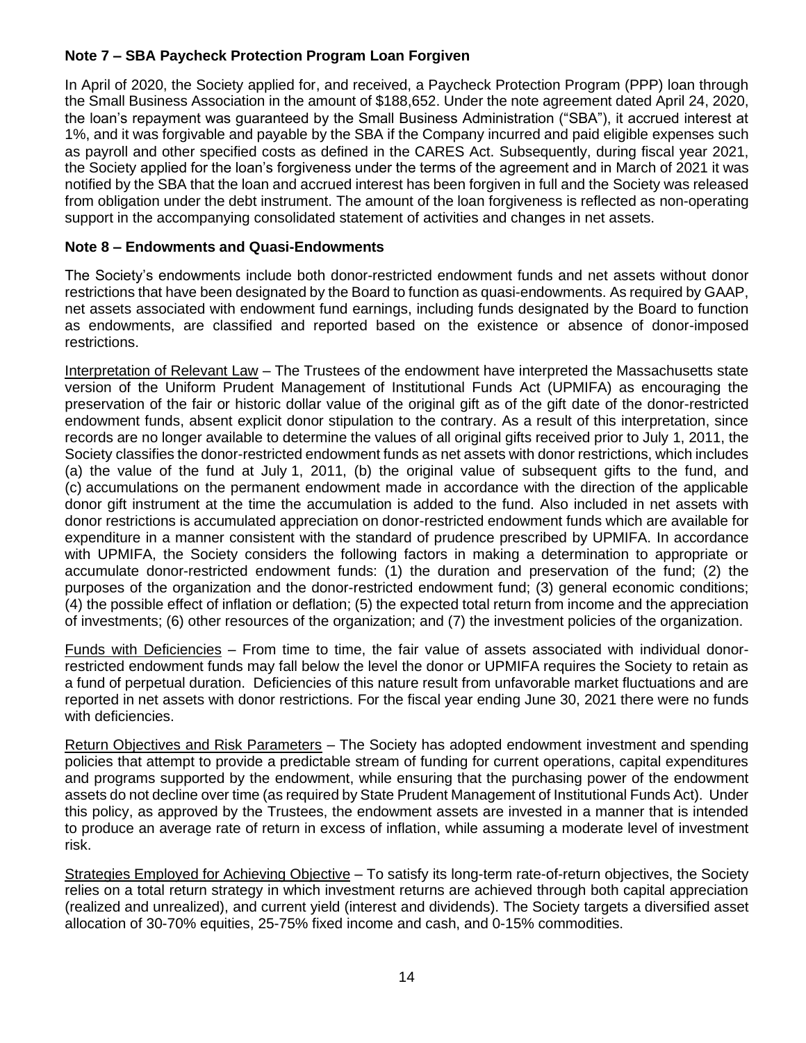**Note 7 – SBA Paycheck Protection Program Loan Forgiven**

In April of 2020, the Society applied for, and received, a Paycheck Protection Program (PPP) loan through the Small Business Association in the amount of $188,652. Under the note agreement dated April 24, 2020, the loan's repayment was guaranteed by the Small Business Administration ("SBA"), it accrued interest at 1%, and it was forgivable and payable by the SBA if the Company incurred and paid eligible expenses such as payroll and other specified costs as defined in the CARES Act. Subsequently, during fiscal year 2021, the Society applied for the loan's forgiveness under the terms of the agreement and in March of 2021 it was notified by the SBA that the loan and accrued interest has been forgiven in full and the Society was released from obligation under the debt instrument. The amount of the loan forgiveness is reflected as non-operating support in the accompanying consolidated statement of activities and changes in net assets.

**Note 8 – Endowments and Quasi-Endowments**

The Society's endowments include both donor-restricted endowment funds and net assets without donor restrictions that have been designated by the Board to function as quasi-endowments. As required by GAAP, net assets associated with endowment fund earnings, including funds designated by the Board to function as endowments, are classified and reported based on the existence or absence of donor-imposed restrictions.

Interpretation of Relevant Law – The Trustees of the endowment have interpreted the Massachusetts state version of the Uniform Prudent Management of Institutional Funds Act (UPMIFA) as encouraging the preservation of the fair or historic dollar value of the original gift as of the gift date of the donor-restricted endowment funds, absent explicit donor stipulation to the contrary. As a result of this interpretation, since records are no longer available to determine the values of all original gifts received prior to July 1, 2011, the Society classifies the donor-restricted endowment funds as net assets with donor restrictions, which includes (a) the value of the fund at July 1, 2011, (b) the original value of subsequent gifts to the fund, and (c) accumulations on the permanent endowment made in accordance with the direction of the applicable donor gift instrument at the time the accumulation is added to the fund. Also included in net assets with donor restrictions is accumulated appreciation on donor-restricted endowment funds which are available for expenditure in a manner consistent with the standard of prudence prescribed by UPMIFA. In accordance with UPMIFA, the Society considers the following factors in making a determination to appropriate or accumulate donor-restricted endowment funds: (1) the duration and preservation of the fund; (2) the purposes of the organization and the donor-restricted endowment fund; (3) general economic conditions; (4) the possible effect of inflation or deflation; (5) the expected total return from income and the appreciation of investments; (6) other resources of the organization; and (7) the investment policies of the organization.

Funds with Deficiencies – From time to time, the fair value of assets associated with individual donor-restricted endowment funds may fall below the level the donor or UPMIFA requires the Society to retain as a fund of perpetual duration. Deficiencies of this nature result from unfavorable market fluctuations and are reported in net assets with donor restrictions. For the fiscal year ending June 30, 2021 there were no funds with deficiencies.

Return Objectives and Risk Parameters – The Society has adopted endowment investment and spending policies that attempt to provide a predictable stream of funding for current operations, capital expenditures and programs supported by the endowment, while ensuring that the purchasing power of the endowment assets do not decline over time (as required by State Prudent Management of Institutional Funds Act). Under this policy, as approved by the Trustees, the endowment assets are invested in a manner that is intended to produce an average rate of return in excess of inflation, while assuming a moderate level of investment risk.

Strategies Employed for Achieving Objective – To satisfy its long-term rate-of-return objectives, the Society relies on a total return strategy in which investment returns are achieved through both capital appreciation (realized and unrealized), and current yield (interest and dividends). The Society targets a diversified asset allocation of 30-70% equities, 25-75% fixed income and cash, and 0-15% commodities.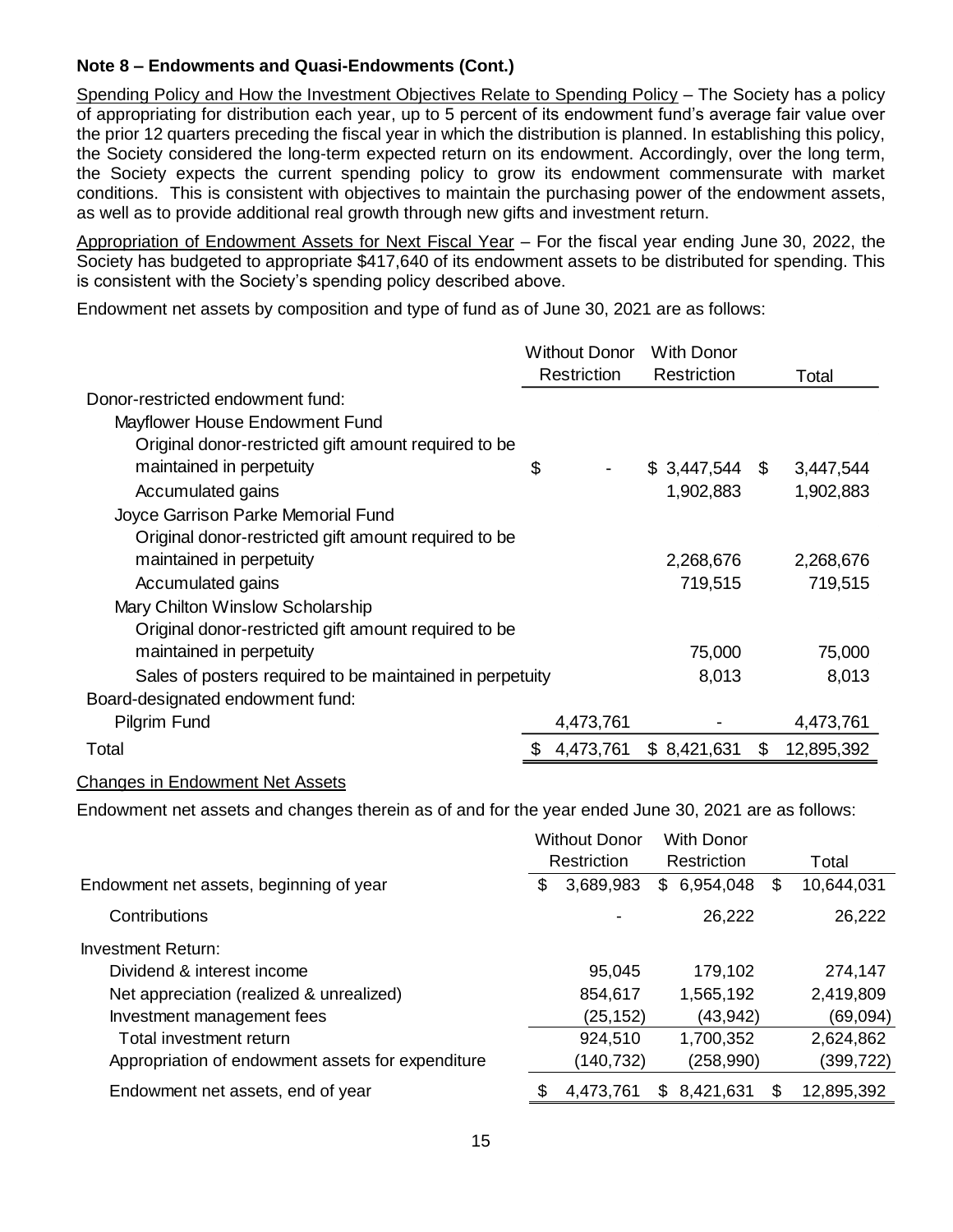**Note 8 – Endowments and Quasi-Endowments (Cont.)**

Spending Policy and How the Investment Objectives Relate to Spending Policy – The Society has a policy of appropriating for distribution each year, up to 5 percent of its endowment fund's average fair value over the prior 12 quarters preceding the fiscal year in which the distribution is planned. In establishing this policy, the Society considered the long-term expected return on its endowment. Accordingly, over the long term, the Society expects the current spending policy to grow its endowment commensurate with market conditions. This is consistent with objectives to maintain the purchasing power of the endowment assets, as well as to provide additional real growth through new gifts and investment return.

Appropriation of Endowment Assets for Next Fiscal Year – For the fiscal year ending June 30, 2022, the Society has budgeted to appropriate $417,640 of its endowment assets to be distributed for spending. This is consistent with the Society's spending policy described above.

Endowment net assets by composition and type of fund as of June 30, 2021 are as follows:

| | Without Donor Restriction | With Donor Restriction | Total |
|---|---|---|---|
| Donor-restricted endowment fund: | | | |
| Mayflower House Endowment Fund | | | |
| Original donor-restricted gift amount required to be maintained in perpetuity | $ - | $ 3,447,544 | $ 3,447,544 |
| Accumulated gains | | 1,902,883 | 1,902,883 |
| Joyce Garrison Parke Memorial Fund | | | |
| Original donor-restricted gift amount required to be maintained in perpetuity | | 2,268,676 | 2,268,676 |
| Accumulated gains | | 719,515 | 719,515 |
| Mary Chilton Winslow Scholarship | | | |
| Original donor-restricted gift amount required to be maintained in perpetuity | | 75,000 | 75,000 |
| Sales of posters required to be maintained in perpetuity | | 8,013 | 8,013 |
| Board-designated endowment fund: | | | |
| Pilgrim Fund | 4,473,761 | - | 4,473,761 |
| Total | $ 4,473,761 | $ 8,421,631 | $ 12,895,392 |

Changes in Endowment Net Assets

Endowment net assets and changes therein as of and for the year ended June 30, 2021 are as follows:

| | Without Donor Restriction | With Donor Restriction | Total |
|---|---|---|---|
| Endowment net assets, beginning of year | $ 3,689,983 | $ 6,954,048 | $ 10,644,031 |
| Contributions | - | 26,222 | 26,222 |
| Investment Return: | | | |
| Dividend & interest income | 95,045 | 179,102 | 274,147 |
| Net appreciation (realized & unrealized) | 854,617 | 1,565,192 | 2,419,809 |
| Investment management fees | (25,152) | (43,942) | (69,094) |
| Total investment return | 924,510 | 1,700,352 | 2,624,862 |
| Appropriation of endowment assets for expenditure | (140,732) | (258,990) | (399,722) |
| Endowment net assets, end of year | $ 4,473,761 | $ 8,421,631 | $ 12,895,392 |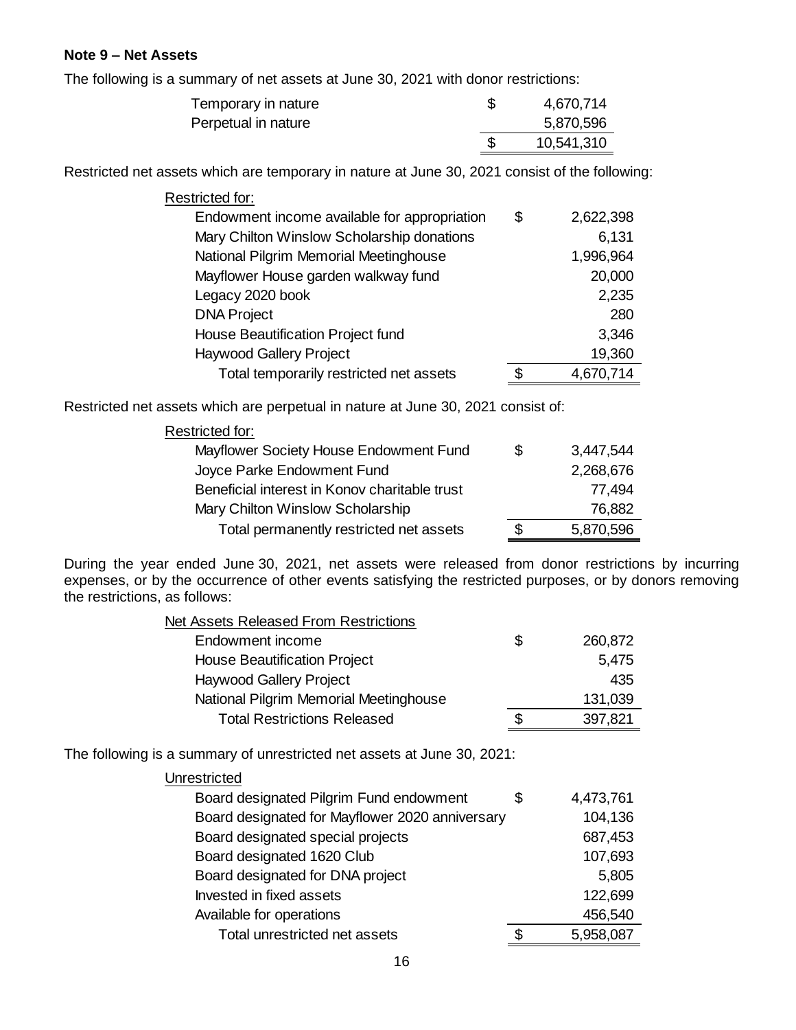**Note 9 – Net Assets**

The following is a summary of net assets at June 30, 2021 with donor restrictions:

| | | |
|---|---|---|
| Temporary in nature | $ | 4,670,714 |
| Perpetual in nature | | 5,870,596 |
| | $ | 10,541,310 |

Restricted net assets which are temporary in nature at June 30, 2021 consist of the following:

| Restricted for: | | |
|---|---|---|
| Endowment income available for appropriation | $ | 2,622,398 |
| Mary Chilton Winslow Scholarship donations | | 6,131 |
| National Pilgrim Memorial Meetinghouse | | 1,996,964 |
| Mayflower House garden walkway fund | | 20,000 |
| Legacy 2020 book | | 2,235 |
| DNA Project | | 280 |
| House Beautification Project fund | | 3,346 |
| Haywood Gallery Project | | 19,360 |
| Total temporarily restricted net assets | $ | 4,670,714 |

Restricted net assets which are perpetual in nature at June 30, 2021 consist of:

| Restricted for: | | |
|---|---|---|
| Mayflower Society House Endowment Fund | $ | 3,447,544 |
| Joyce Parke Endowment Fund | | 2,268,676 |
| Beneficial interest in Konov charitable trust | | 77,494 |
| Mary Chilton Winslow Scholarship | | 76,882 |
| Total permanently restricted net assets | $ | 5,870,596 |

During the year ended June 30, 2021, net assets were released from donor restrictions by incurring expenses, or by the occurrence of other events satisfying the restricted purposes, or by donors removing the restrictions, as follows:

| Net Assets Released From Restrictions | | |
|---|---|---|
| Endowment income | $ | 260,872 |
| House Beautification Project | | 5,475 |
| Haywood Gallery Project | | 435 |
| National Pilgrim Memorial Meetinghouse | | 131,039 |
| Total Restrictions Released | $ | 397,821 |

The following is a summary of unrestricted net assets at June 30, 2021:

| Unrestricted | | |
|---|---|---|
| Board designated Pilgrim Fund endowment | $ | 4,473,761 |
| Board designated for Mayflower 2020 anniversary | | 104,136 |
| Board designated special projects | | 687,453 |
| Board designated 1620 Club | | 107,693 |
| Board designated for DNA project | | 5,805 |
| Invested in fixed assets | | 122,699 |
| Available for operations | | 456,540 |
| Total unrestricted net assets | $ | 5,958,087 |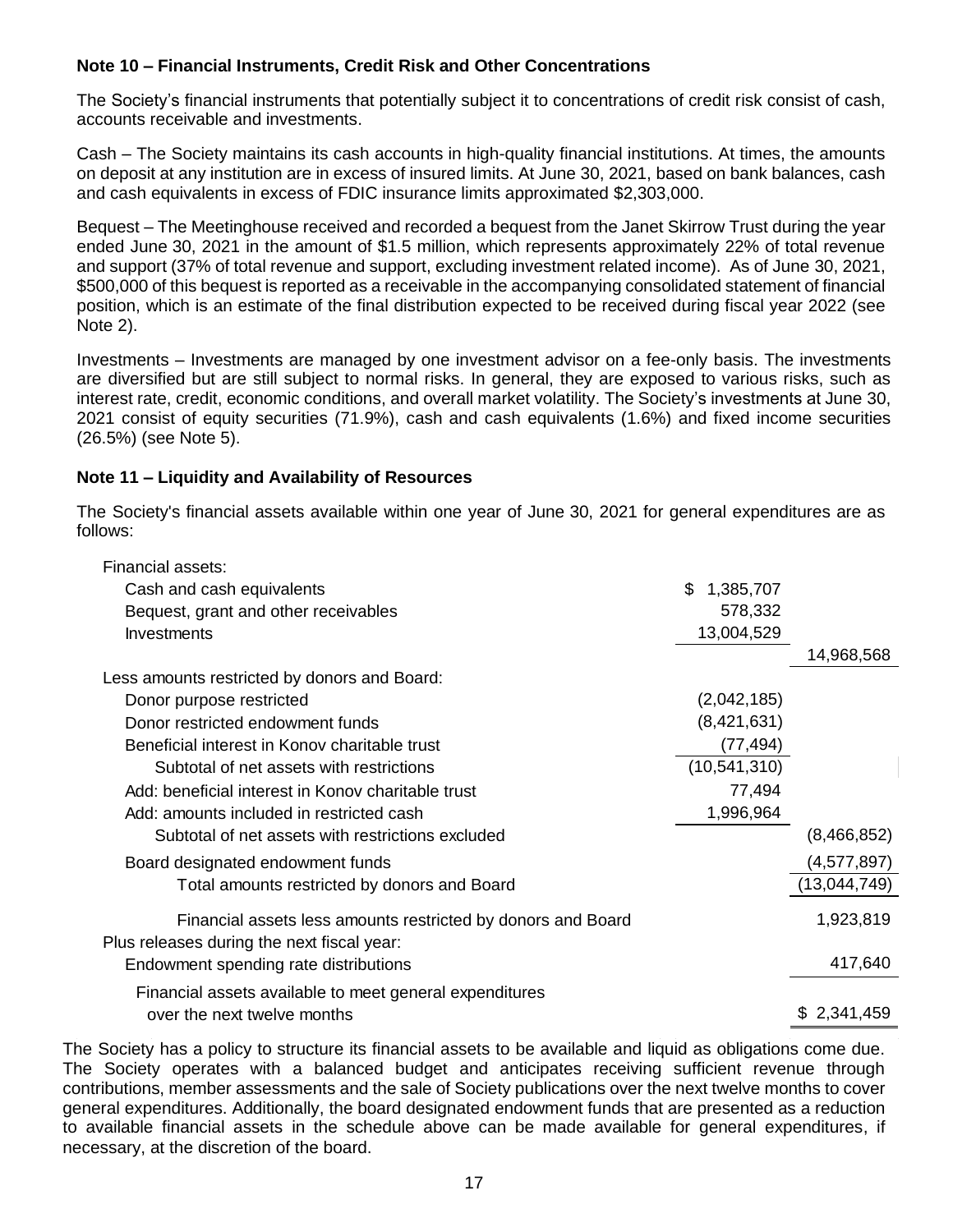## Note 10 – Financial Instruments, Credit Risk and Other Concentrations

The Society's financial instruments that potentially subject it to concentrations of credit risk consist of cash, accounts receivable and investments.

Cash – The Society maintains its cash accounts in high-quality financial institutions. At times, the amounts on deposit at any institution are in excess of insured limits. At June 30, 2021, based on bank balances, cash and cash equivalents in excess of FDIC insurance limits approximated $2,303,000.

Bequest – The Meetinghouse received and recorded a bequest from the Janet Skirrow Trust during the year ended June 30, 2021 in the amount of $1.5 million, which represents approximately 22% of total revenue and support (37% of total revenue and support, excluding investment related income). As of June 30, 2021, $500,000 of this bequest is reported as a receivable in the accompanying consolidated statement of financial position, which is an estimate of the final distribution expected to be received during fiscal year 2022 (see Note 2).

Investments – Investments are managed by one investment advisor on a fee-only basis. The investments are diversified but are still subject to normal risks. In general, they are exposed to various risks, such as interest rate, credit, economic conditions, and overall market volatility. The Society's investments at June 30, 2021 consist of equity securities (71.9%), cash and cash equivalents (1.6%) and fixed income securities (26.5%) (see Note 5).

## Note 11 – Liquidity and Availability of Resources

The Society's financial assets available within one year of June 30, 2021 for general expenditures are as follows:

| | | |
|---|---|---|
| Financial assets: | | |
| Cash and cash equivalents | $ 1,385,707 | |
| Bequest, grant and other receivables | 578,332 | |
| Investments | 13,004,529 | |
| | | 14,968,568 |
| Less amounts restricted by donors and Board: | | |
| Donor purpose restricted | (2,042,185) | |
| Donor restricted endowment funds | (8,421,631) | |
| Beneficial interest in Konov charitable trust | (77,494) | |
| Subtotal of net assets with restrictions | (10,541,310) | |
| Add: beneficial interest in Konov charitable trust | 77,494 | |
| Add: amounts included in restricted cash | 1,996,964 | |
| Subtotal of net assets with restrictions excluded | | (8,466,852) |
| Board designated endowment funds | | (4,577,897) |
| Total amounts restricted by donors and Board | | (13,044,749) |
| Financial assets less amounts restricted by donors and Board | | 1,923,819 |
| Plus releases during the next fiscal year: | | |
| Endowment spending rate distributions | | 417,640 |
| Financial assets available to meet general expenditures over the next twelve months | | $ 2,341,459 |

The Society has a policy to structure its financial assets to be available and liquid as obligations come due. The Society operates with a balanced budget and anticipates receiving sufficient revenue through contributions, member assessments and the sale of Society publications over the next twelve months to cover general expenditures. Additionally, the board designated endowment funds that are presented as a reduction to available financial assets in the schedule above can be made available for general expenditures, if necessary, at the discretion of the board.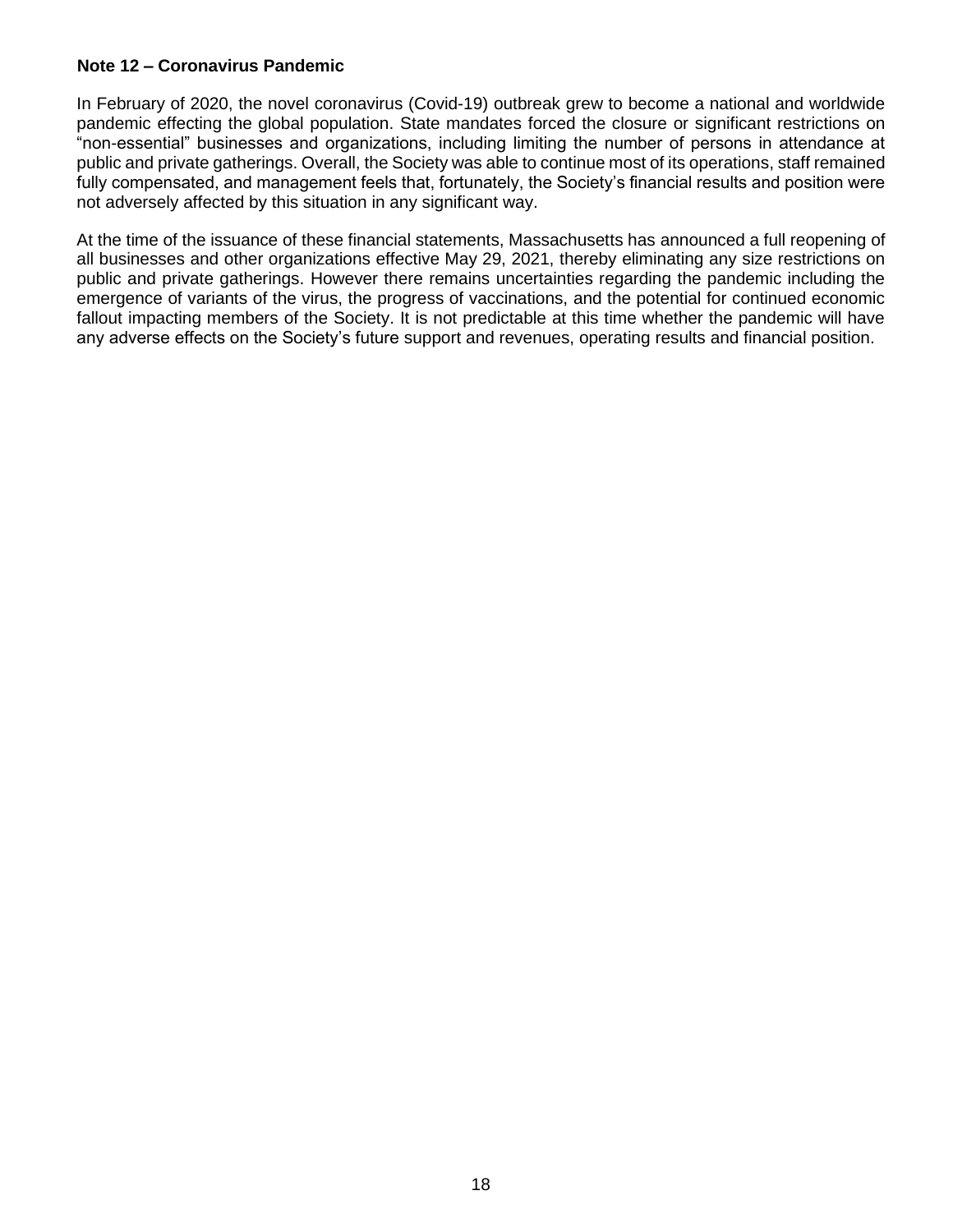**Note 12 – Coronavirus Pandemic**

In February of 2020, the novel coronavirus (Covid-19) outbreak grew to become a national and worldwide pandemic effecting the global population. State mandates forced the closure or significant restrictions on "non-essential" businesses and organizations, including limiting the number of persons in attendance at public and private gatherings. Overall, the Society was able to continue most of its operations, staff remained fully compensated, and management feels that, fortunately, the Society's financial results and position were not adversely affected by this situation in any significant way.

At the time of the issuance of these financial statements, Massachusetts has announced a full reopening of all businesses and other organizations effective May 29, 2021, thereby eliminating any size restrictions on public and private gatherings. However there remains uncertainties regarding the pandemic including the emergence of variants of the virus, the progress of vaccinations, and the potential for continued economic fallout impacting members of the Society. It is not predictable at this time whether the pandemic will have any adverse effects on the Society's future support and revenues, operating results and financial position.